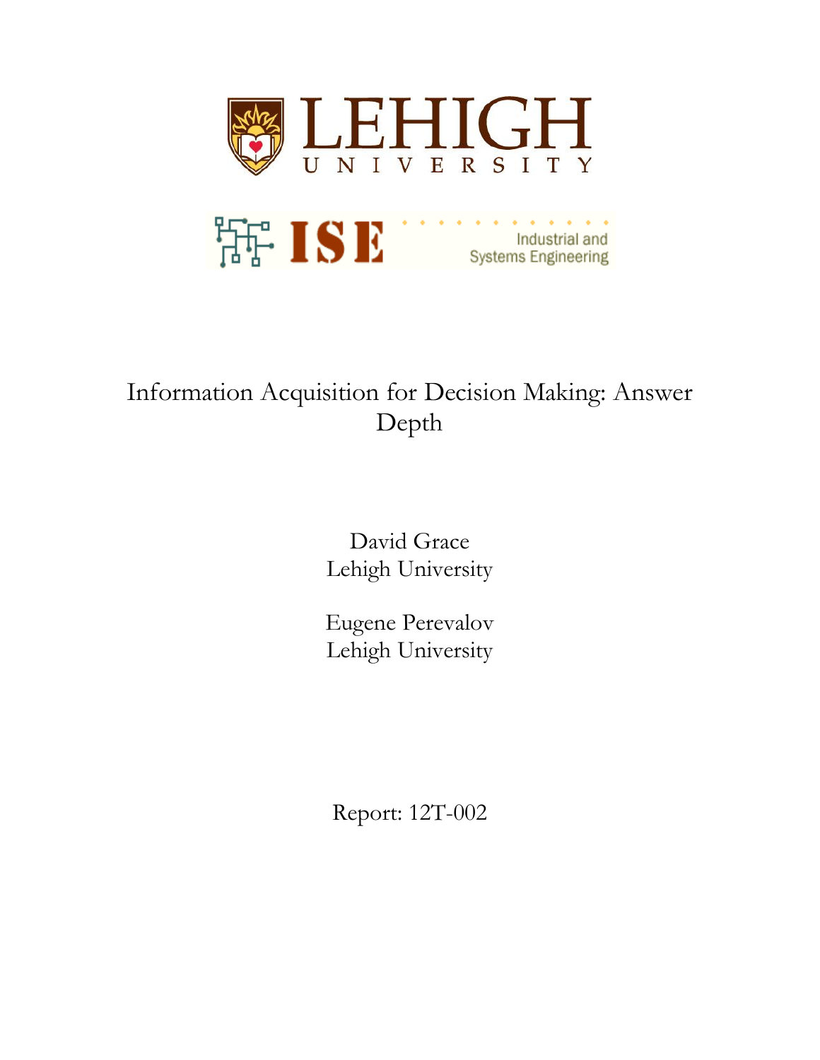LEHIGH UNIVERSITY

ISE Industrial and Systems Engineering

# Information Acquisition for Decision Making: Answer Depth

David Grace
Lehigh University

Eugene Perevalov
Lehigh University

Report: 12T-002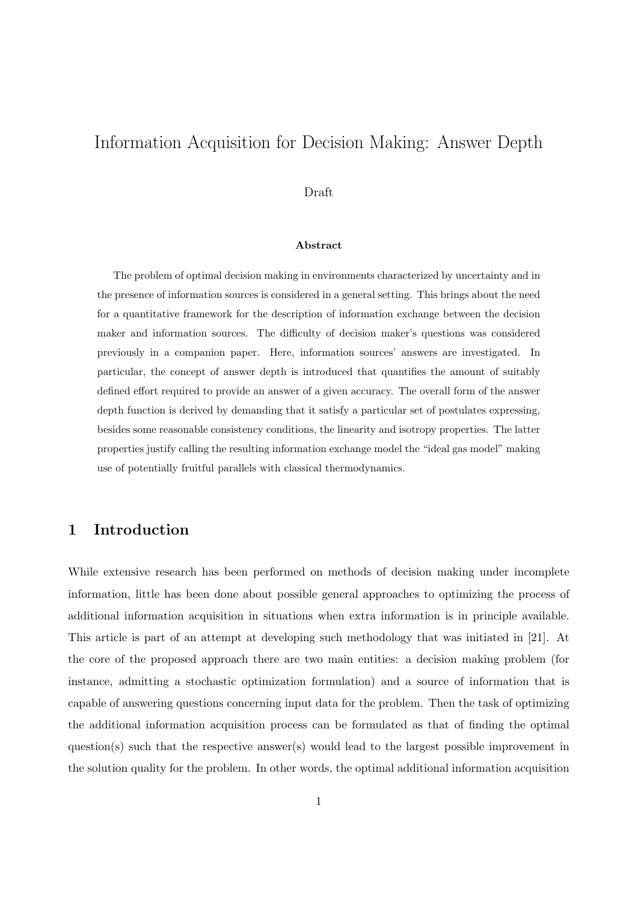# Information Acquisition for Decision Making: Answer Depth

Draft

**Abstract**

The problem of optimal decision making in environments characterized by uncertainty and in the presence of information sources is considered in a general setting. This brings about the need for a quantitative framework for the description of information exchange between the decision maker and information sources. The difficulty of decision maker's questions was considered previously in a companion paper. Here, information sources' answers are investigated. In particular, the concept of answer depth is introduced that quantifies the amount of suitably defined effort required to provide an answer of a given accuracy. The overall form of the answer depth function is derived by demanding that it satisfy a particular set of postulates expressing, besides some reasonable consistency conditions, the linearity and isotropy properties. The latter properties justify calling the resulting information exchange model the "ideal gas model" making use of potentially fruitful parallels with classical thermodynamics.

## 1 Introduction

While extensive research has been performed on methods of decision making under incomplete information, little has been done about possible general approaches to optimizing the process of additional information acquisition in situations when extra information is in principle available. This article is part of an attempt at developing such methodology that was initiated in [21]. At the core of the proposed approach there are two main entities: a decision making problem (for instance, admitting a stochastic optimization formulation) and a source of information that is capable of answering questions concerning input data for the problem. Then the task of optimizing the additional information acquisition process can be formulated as that of finding the optimal question(s) such that the respective answer(s) would lead to the largest possible improvement in the solution quality for the problem. In other words, the optimal additional information acquisition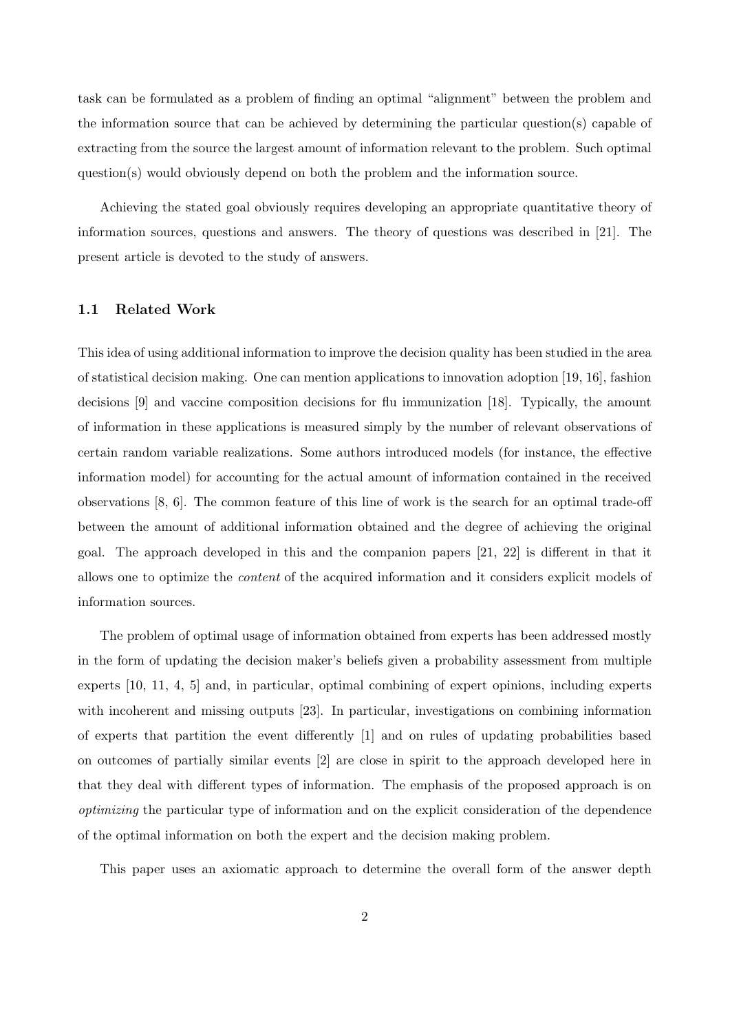task can be formulated as a problem of finding an optimal "alignment" between the problem and the information source that can be achieved by determining the particular question(s) capable of extracting from the source the largest amount of information relevant to the problem. Such optimal question(s) would obviously depend on both the problem and the information source.

Achieving the stated goal obviously requires developing an appropriate quantitative theory of information sources, questions and answers. The theory of questions was described in [21]. The present article is devoted to the study of answers.

### 1.1 Related Work

This idea of using additional information to improve the decision quality has been studied in the area of statistical decision making. One can mention applications to innovation adoption [19, 16], fashion decisions [9] and vaccine composition decisions for flu immunization [18]. Typically, the amount of information in these applications is measured simply by the number of relevant observations of certain random variable realizations. Some authors introduced models (for instance, the effective information model) for accounting for the actual amount of information contained in the received observations [8, 6]. The common feature of this line of work is the search for an optimal trade-off between the amount of additional information obtained and the degree of achieving the original goal. The approach developed in this and the companion papers [21, 22] is different in that it allows one to optimize the *content* of the acquired information and it considers explicit models of information sources.

The problem of optimal usage of information obtained from experts has been addressed mostly in the form of updating the decision maker's beliefs given a probability assessment from multiple experts [10, 11, 4, 5] and, in particular, optimal combining of expert opinions, including experts with incoherent and missing outputs [23]. In particular, investigations on combining information of experts that partition the event differently [1] and on rules of updating probabilities based on outcomes of partially similar events [2] are close in spirit to the approach developed here in that they deal with different types of information. The emphasis of the proposed approach is on *optimizing* the particular type of information and on the explicit consideration of the dependence of the optimal information on both the expert and the decision making problem.

This paper uses an axiomatic approach to determine the overall form of the answer depth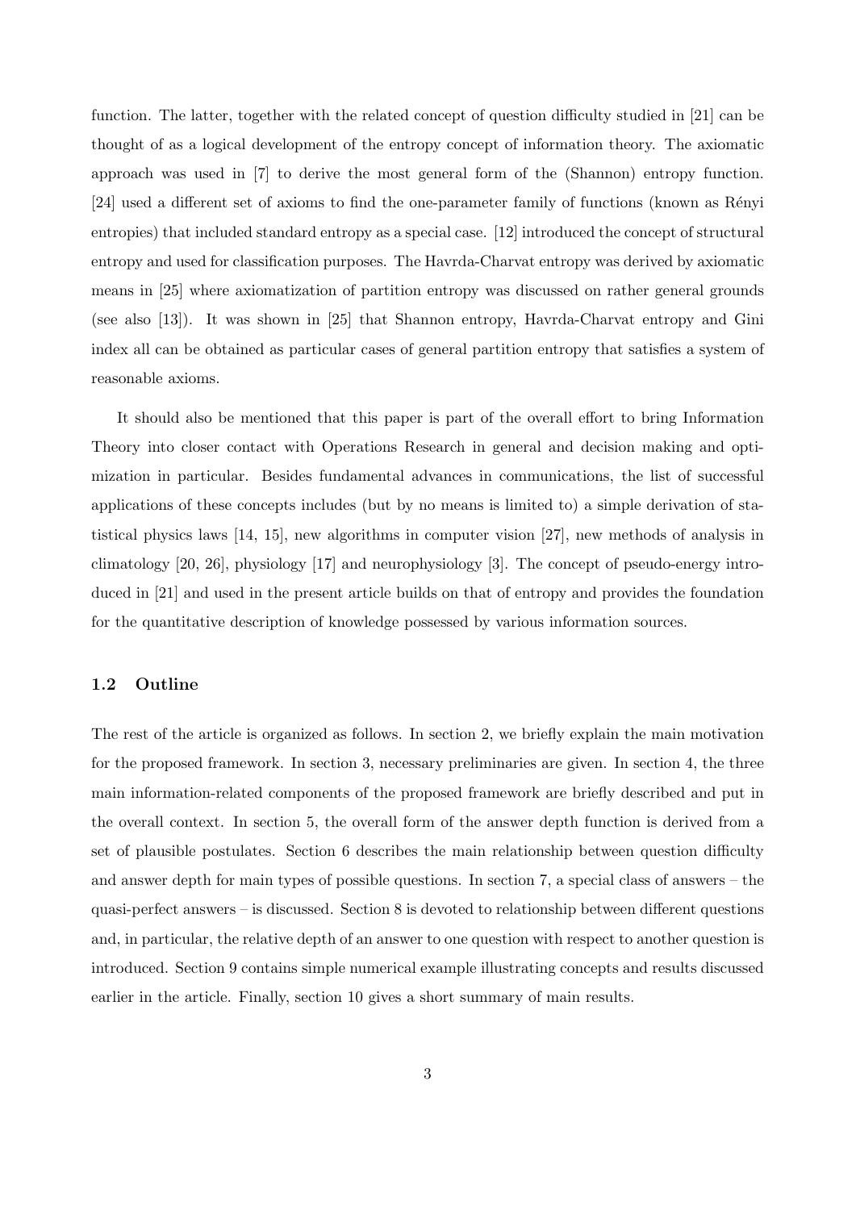function. The latter, together with the related concept of question difficulty studied in [21] can be thought of as a logical development of the entropy concept of information theory. The axiomatic approach was used in [7] to derive the most general form of the (Shannon) entropy function. [24] used a different set of axioms to find the one-parameter family of functions (known as Rényi entropies) that included standard entropy as a special case. [12] introduced the concept of structural entropy and used for classification purposes. The Havrda-Charvat entropy was derived by axiomatic means in [25] where axiomatization of partition entropy was discussed on rather general grounds (see also [13]). It was shown in [25] that Shannon entropy, Havrda-Charvat entropy and Gini index all can be obtained as particular cases of general partition entropy that satisfies a system of reasonable axioms.

It should also be mentioned that this paper is part of the overall effort to bring Information Theory into closer contact with Operations Research in general and decision making and optimization in particular. Besides fundamental advances in communications, the list of successful applications of these concepts includes (but by no means is limited to) a simple derivation of statistical physics laws [14, 15], new algorithms in computer vision [27], new methods of analysis in climatology [20, 26], physiology [17] and neurophysiology [3]. The concept of pseudo-energy introduced in [21] and used in the present article builds on that of entropy and provides the foundation for the quantitative description of knowledge possessed by various information sources.

### 1.2 Outline

The rest of the article is organized as follows. In section 2, we briefly explain the main motivation for the proposed framework. In section 3, necessary preliminaries are given. In section 4, the three main information-related components of the proposed framework are briefly described and put in the overall context. In section 5, the overall form of the answer depth function is derived from a set of plausible postulates. Section 6 describes the main relationship between question difficulty and answer depth for main types of possible questions. In section 7, a special class of answers – the quasi-perfect answers – is discussed. Section 8 is devoted to relationship between different questions and, in particular, the relative depth of an answer to one question with respect to another question is introduced. Section 9 contains simple numerical example illustrating concepts and results discussed earlier in the article. Finally, section 10 gives a short summary of main results.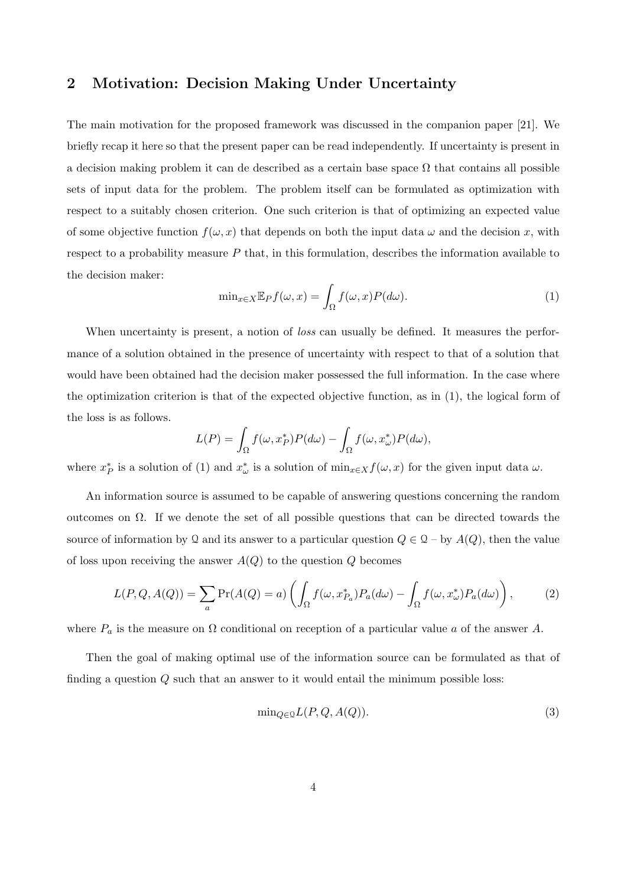## 2 Motivation: Decision Making Under Uncertainty

The main motivation for the proposed framework was discussed in the companion paper [21]. We briefly recap it here so that the present paper can be read independently. If uncertainty is present in a decision making problem it can de described as a certain base space $\Omega$ that contains all possible sets of input data for the problem. The problem itself can be formulated as optimization with respect to a suitably chosen criterion. One such criterion is that of optimizing an expected value of some objective function $f(\omega, x)$ that depends on both the input data $\omega$ and the decision $x$, with respect to a probability measure $P$ that, in this formulation, describes the information available to the decision maker:

$$\min_{x \in X} \mathbb{E}_P f(\omega, x) = \int_\Omega f(\omega, x) P(d\omega). \tag{1}$$

When uncertainty is present, a notion of *loss* can usually be defined. It measures the performance of a solution obtained in the presence of uncertainty with respect to that of a solution that would have been obtained had the decision maker possessed the full information. In the case where the optimization criterion is that of the expected objective function, as in (1), the logical form of the loss is as follows.

$$L(P) = \int_\Omega f(\omega, x_P^*) P(d\omega) - \int_\Omega f(\omega, x_\omega^*) P(d\omega),$$

where $x_P^*$ is a solution of (1) and $x_\omega^*$ is a solution of $\min_{x \in X} f(\omega, x)$ for the given input data $\omega$.

An information source is assumed to be capable of answering questions concerning the random outcomes on $\Omega$. If we denote the set of all possible questions that can be directed towards the source of information by $\mathcal{Q}$ and its answer to a particular question $Q \in \mathcal{Q}$ – by $A(Q)$, then the value of loss upon receiving the answer $A(Q)$ to the question $Q$ becomes

$$L(P, Q, A(Q)) = \sum_a \Pr(A(Q) = a) \left( \int_\Omega f(\omega, x_{P_a}^*) P_a(d\omega) - \int_\Omega f(\omega, x_\omega^*) P_a(d\omega) \right), \tag{2}$$

where $P_a$ is the measure on $\Omega$ conditional on reception of a particular value $a$ of the answer $A$.

Then the goal of making optimal use of the information source can be formulated as that of finding a question $Q$ such that an answer to it would entail the minimum possible loss:

$$\min_{Q \in \mathcal{Q}} L(P, Q, A(Q)). \tag{3}$$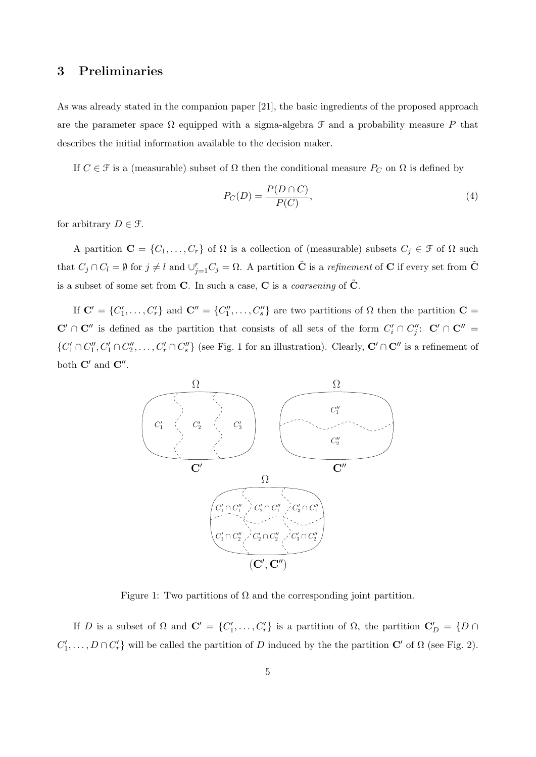## 3 Preliminaries

As was already stated in the companion paper [21], the basic ingredients of the proposed approach are the parameter space $\Omega$ equipped with a sigma-algebra $\mathcal{F}$ and a probability measure $P$ that describes the initial information available to the decision maker.

If $C \in \mathcal{F}$ is a (measurable) subset of $\Omega$ then the conditional measure $P_C$ on $\Omega$ is defined by

$$P_C(D) = \frac{P(D \cap C)}{P(C)}, \tag{4}$$

for arbitrary $D \in \mathcal{F}$.

A partition $\mathbf{C} = \{C_1, \ldots, C_r\}$ of $\Omega$ is a collection of (measurable) subsets $C_j \in \mathcal{F}$ of $\Omega$ such that $C_j \cap C_l = \emptyset$ for $j \neq l$ and $\cup_{j=1}^{r} C_j = \Omega$. A partition $\tilde{\mathbf{C}}$ is a *refinement* of $\mathbf{C}$ if every set from $\tilde{\mathbf{C}}$ is a subset of some set from $\mathbf{C}$. In such a case, $\mathbf{C}$ is a *coarsening* of $\tilde{\mathbf{C}}$.

If $\mathbf{C}' = \{C'_1, \ldots, C'_r\}$ and $\mathbf{C}'' = \{C''_1, \ldots, C''_s\}$ are two partitions of $\Omega$ then the partition $\mathbf{C} = \mathbf{C}' \cap \mathbf{C}''$ is defined as the partition that consists of all sets of the form $C'_i \cap C''_j$: $\mathbf{C}' \cap \mathbf{C}'' = \{C'_1 \cap C''_1, C'_1 \cap C''_2, \ldots, C'_r \cap C''_s\}$ (see Fig. 1 for an illustration). Clearly, $\mathbf{C}' \cap \mathbf{C}''$ is a refinement of both $\mathbf{C}'$ and $\mathbf{C}''$.

Figure 1: Two partitions of $\Omega$ and the corresponding joint partition.

If $D$ is a subset of $\Omega$ and $\mathbf{C}' = \{C'_1, \ldots, C'_r\}$ is a partition of $\Omega$, the partition $\mathbf{C}'_D = \{D \cap C'_1, \ldots, D \cap C'_r\}$ will be called the partition of $D$ induced by the the partition $\mathbf{C}'$ of $\Omega$ (see Fig. 2).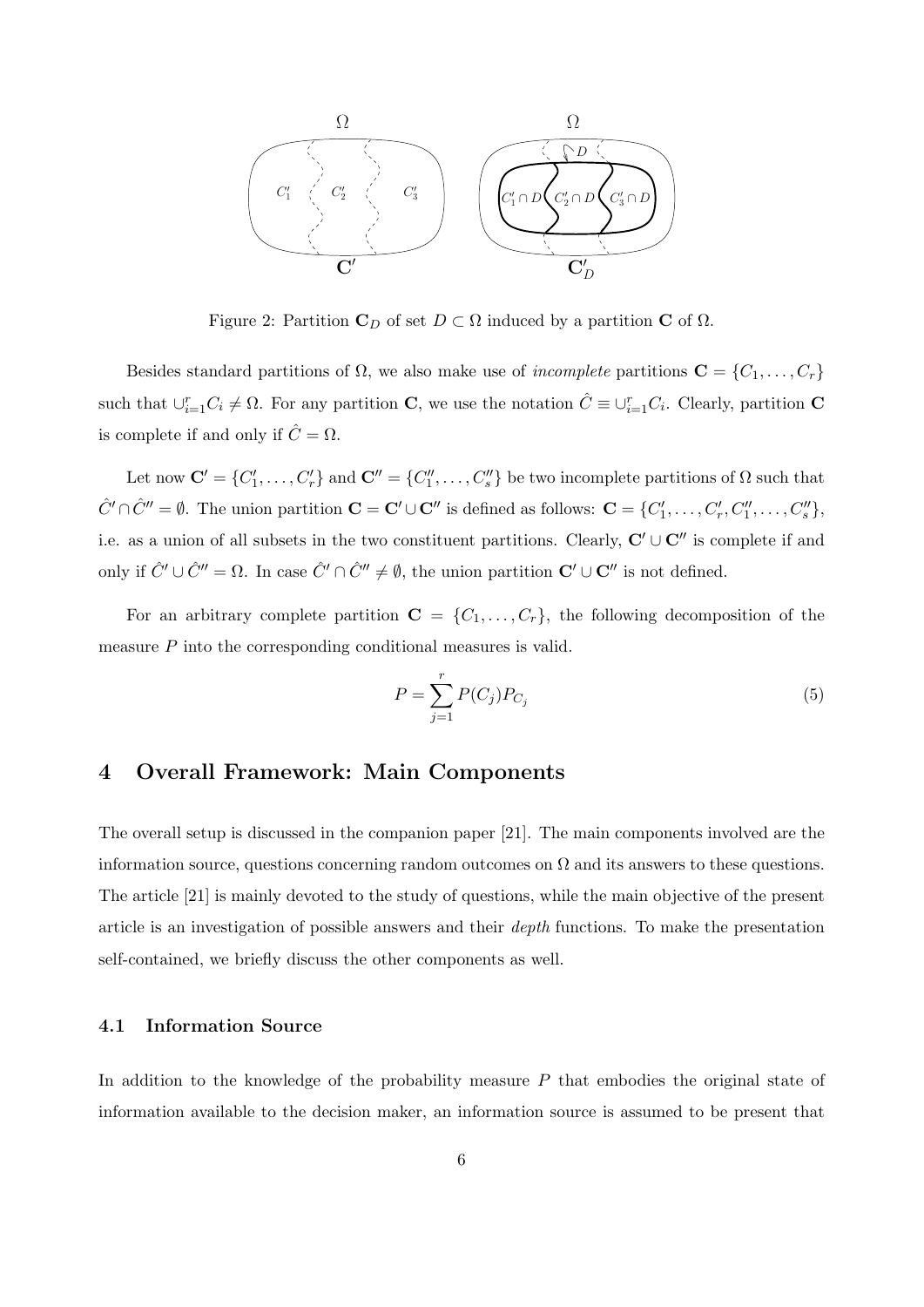Figure 2: Partition $\mathbf{C}_D$ of set $D \subset \Omega$ induced by a partition $\mathbf{C}$ of $\Omega$.

Besides standard partitions of $\Omega$, we also make use of *incomplete* partitions $\mathbf{C} = \{C_1, \ldots, C_r\}$ such that $\cup_{i=1}^r C_i \neq \Omega$. For any partition $\mathbf{C}$, we use the notation $\hat{C} \equiv \cup_{i=1}^r C_i$. Clearly, partition $\mathbf{C}$ is complete if and only if $\hat{C} = \Omega$.

Let now $\mathbf{C}' = \{C_1', \ldots, C_r'\}$ and $\mathbf{C}'' = \{C_1'', \ldots, C_s''\}$ be two incomplete partitions of $\Omega$ such that $\hat{C}' \cap \hat{C}'' = \emptyset$. The union partition $\mathbf{C} = \mathbf{C}' \cup \mathbf{C}''$ is defined as follows: $\mathbf{C} = \{C_1', \ldots, C_r', C_1'', \ldots, C_s''\}$, i.e. as a union of all subsets in the two constituent partitions. Clearly, $\mathbf{C}' \cup \mathbf{C}''$ is complete if and only if $\hat{C}' \cup \hat{C}'' = \Omega$. In case $\hat{C}' \cap \hat{C}'' \neq \emptyset$, the union partition $\mathbf{C}' \cup \mathbf{C}''$ is not defined.

For an arbitrary complete partition $\mathbf{C} = \{C_1, \ldots, C_r\}$, the following decomposition of the measure $P$ into the corresponding conditional measures is valid.

$$P = \sum_{j=1}^{r} P(C_j) P_{C_j} \tag{5}$$

## 4 Overall Framework: Main Components

The overall setup is discussed in the companion paper [21]. The main components involved are the information source, questions concerning random outcomes on $\Omega$ and its answers to these questions. The article [21] is mainly devoted to the study of questions, while the main objective of the present article is an investigation of possible answers and their *depth* functions. To make the presentation self-contained, we briefly discuss the other components as well.

### 4.1 Information Source

In addition to the knowledge of the probability measure $P$ that embodies the original state of information available to the decision maker, an information source is assumed to be present that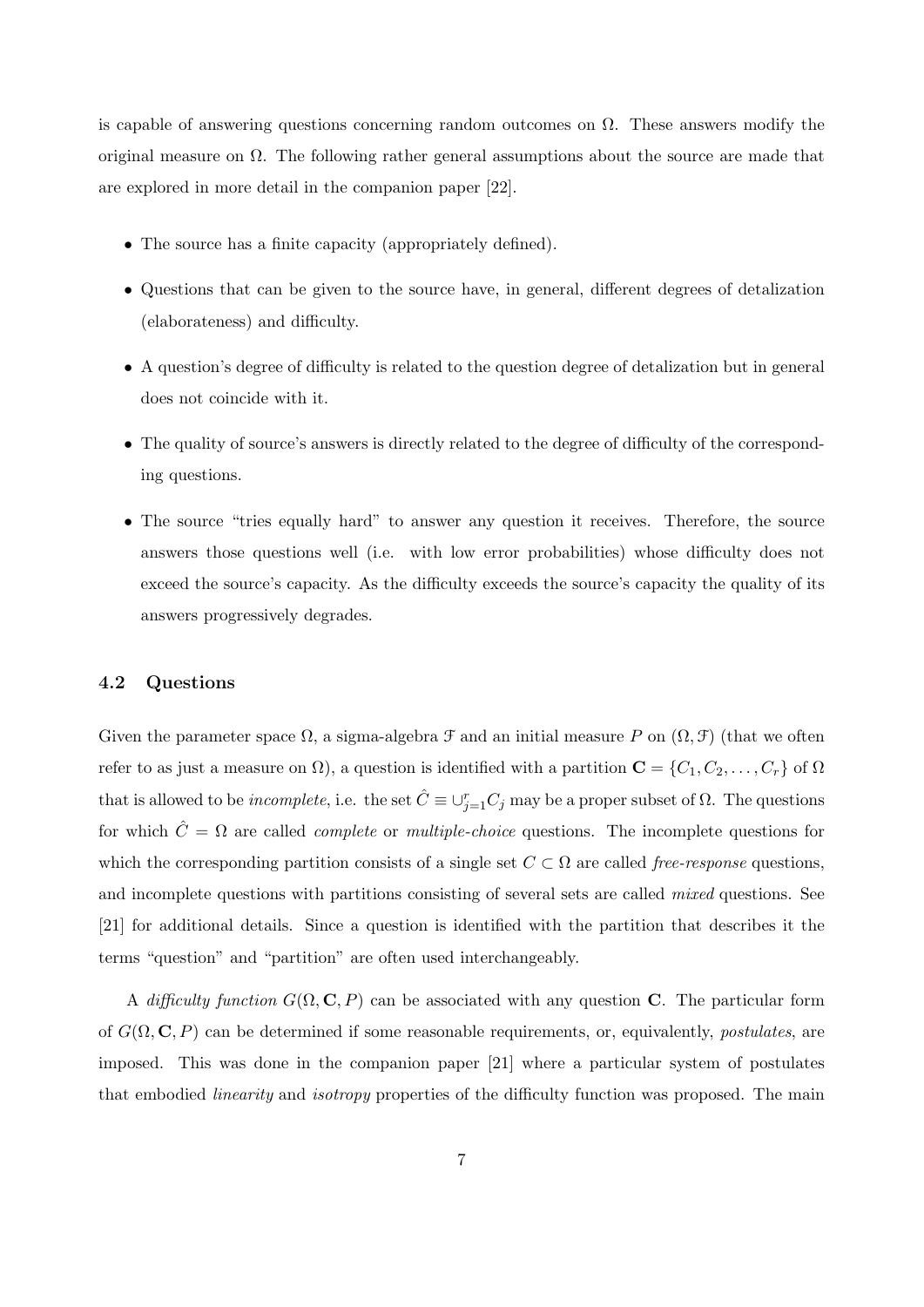is capable of answering questions concerning random outcomes on $\Omega$. These answers modify the original measure on $\Omega$. The following rather general assumptions about the source are made that are explored in more detail in the companion paper [22].

- The source has a finite capacity (appropriately defined).
- Questions that can be given to the source have, in general, different degrees of detalization (elaborateness) and difficulty.
- A question's degree of difficulty is related to the question degree of detalization but in general does not coincide with it.
- The quality of source's answers is directly related to the degree of difficulty of the corresponding questions.
- The source "tries equally hard" to answer any question it receives. Therefore, the source answers those questions well (i.e. with low error probabilities) whose difficulty does not exceed the source's capacity. As the difficulty exceeds the source's capacity the quality of its answers progressively degrades.

### 4.2 Questions

Given the parameter space $\Omega$, a sigma-algebra $\mathcal{F}$ and an initial measure $P$ on $(\Omega, \mathcal{F})$ (that we often refer to as just a measure on $\Omega$), a question is identified with a partition $\mathbf{C} = \{C_1, C_2, \ldots, C_r\}$ of $\Omega$ that is allowed to be *incomplete*, i.e. the set $\hat{C} \equiv \cup_{j=1}^{r} C_j$ may be a proper subset of $\Omega$. The questions for which $\hat{C} = \Omega$ are called *complete* or *multiple-choice* questions. The incomplete questions for which the corresponding partition consists of a single set $C \subset \Omega$ are called *free-response* questions, and incomplete questions with partitions consisting of several sets are called *mixed* questions. See [21] for additional details. Since a question is identified with the partition that describes it the terms "question" and "partition" are often used interchangeably.

A *difficulty function* $G(\Omega, \mathbf{C}, P)$ can be associated with any question $\mathbf{C}$. The particular form of $G(\Omega, \mathbf{C}, P)$ can be determined if some reasonable requirements, or, equivalently, *postulates*, are imposed. This was done in the companion paper [21] where a particular system of postulates that embodied *linearity* and *isotropy* properties of the difficulty function was proposed. The main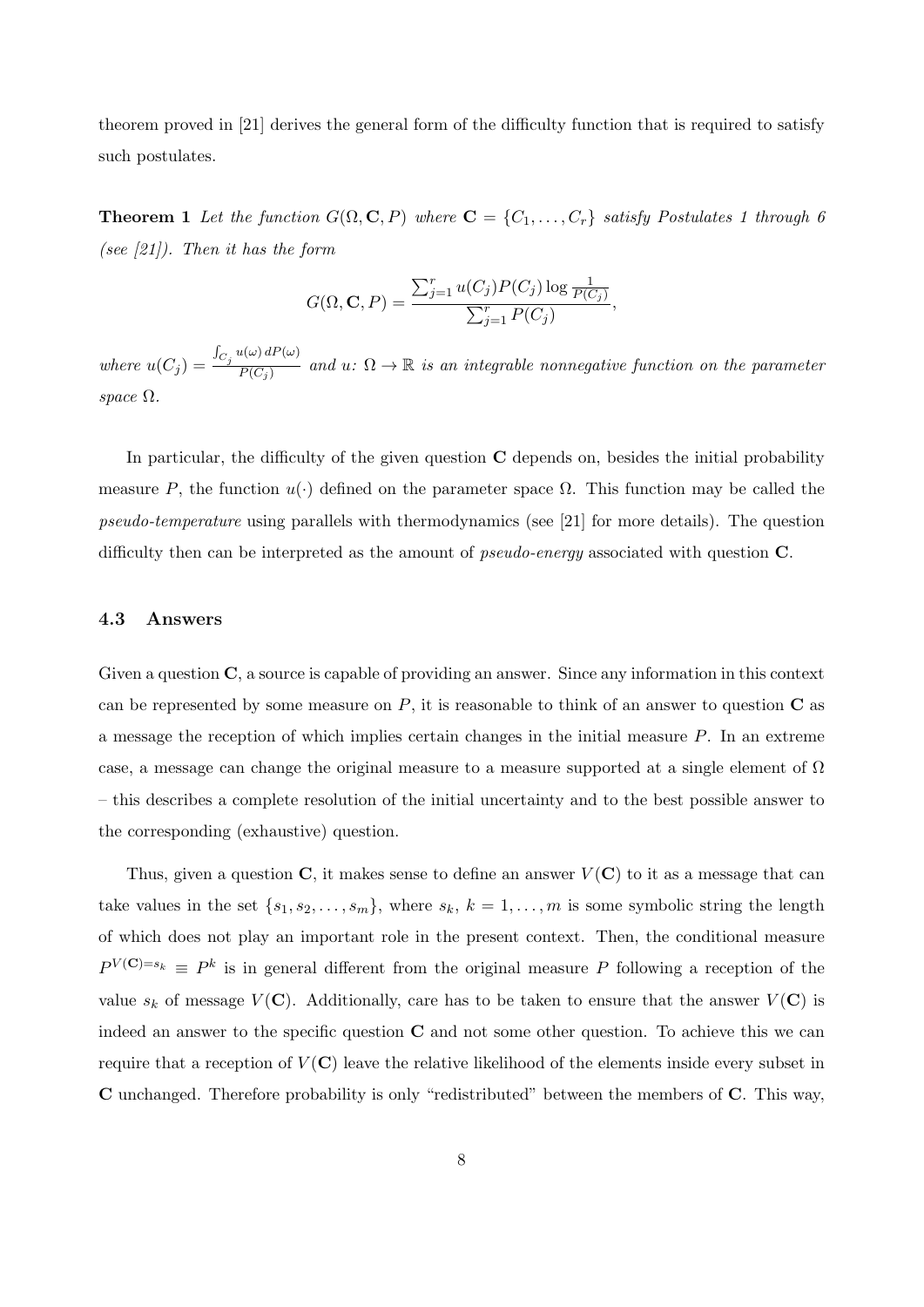theorem proved in [21] derives the general form of the difficulty function that is required to satisfy such postulates.

**Theorem 1** *Let the function $G(\Omega, \mathbf{C}, P)$ where $\mathbf{C} = \{C_1, \ldots, C_r\}$ satisfy Postulates 1 through 6 (see [21]). Then it has the form*

$$G(\Omega, \mathbf{C}, P) = \frac{\sum_{j=1}^{r} u(C_j) P(C_j) \log \frac{1}{P(C_j)}}{\sum_{j=1}^{r} P(C_j)},$$

*where $u(C_j) = \frac{\int_{C_j} u(\omega)\, dP(\omega)}{P(C_j)}$ and $u\colon \Omega \to \mathbb{R}$ is an integrable nonnegative function on the parameter space $\Omega$.*

In particular, the difficulty of the given question $\mathbf{C}$ depends on, besides the initial probability measure $P$, the function $u(\cdot)$ defined on the parameter space $\Omega$. This function may be called the *pseudo-temperature* using parallels with thermodynamics (see [21] for more details). The question difficulty then can be interpreted as the amount of *pseudo-energy* associated with question $\mathbf{C}$.

### 4.3 Answers

Given a question $\mathbf{C}$, a source is capable of providing an answer. Since any information in this context can be represented by some measure on $P$, it is reasonable to think of an answer to question $\mathbf{C}$ as a message the reception of which implies certain changes in the initial measure $P$. In an extreme case, a message can change the original measure to a measure supported at a single element of $\Omega$ – this describes a complete resolution of the initial uncertainty and to the best possible answer to the corresponding (exhaustive) question.

Thus, given a question $\mathbf{C}$, it makes sense to define an answer $V(\mathbf{C})$ to it as a message that can take values in the set $\{s_1, s_2, \ldots, s_m\}$, where $s_k$, $k = 1, \ldots, m$ is some symbolic string the length of which does not play an important role in the present context. Then, the conditional measure $P^{V(\mathbf{C})=s_k} \equiv P^k$ is in general different from the original measure $P$ following a reception of the value $s_k$ of message $V(\mathbf{C})$. Additionally, care has to be taken to ensure that the answer $V(\mathbf{C})$ is indeed an answer to the specific question $\mathbf{C}$ and not some other question. To achieve this we can require that a reception of $V(\mathbf{C})$ leave the relative likelihood of the elements inside every subset in $\mathbf{C}$ unchanged. Therefore probability is only "redistributed" between the members of $\mathbf{C}$. This way,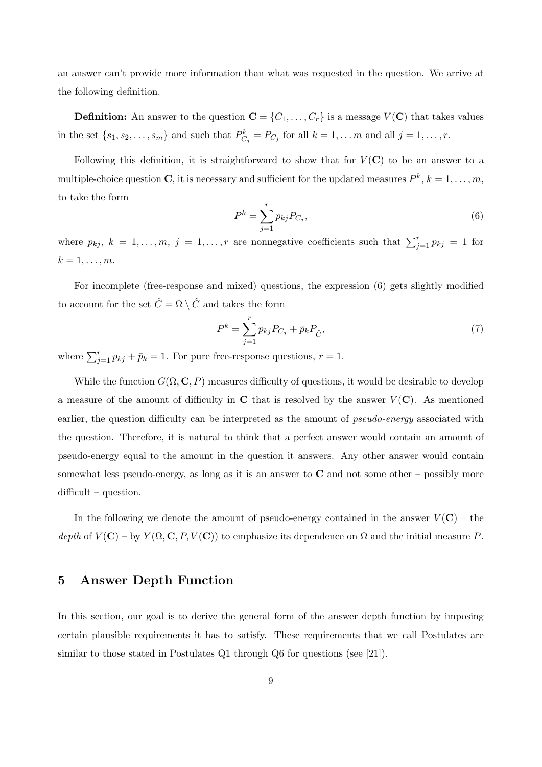an answer can't provide more information than what was requested in the question. We arrive at the following definition.

**Definition:** An answer to the question $\mathbf{C} = \{C_1, \ldots, C_r\}$ is a message $V(\mathbf{C})$ that takes values in the set $\{s_1, s_2, \ldots, s_m\}$ and such that $P^k_{C_j} = P_{C_j}$ for all $k = 1, \ldots m$ and all $j = 1, \ldots, r$.

Following this definition, it is straightforward to show that for $V(\mathbf{C})$ to be an answer to a multiple-choice question $\mathbf{C}$, it is necessary and sufficient for the updated measures $P^k$, $k = 1, \ldots, m$, to take the form

$$P^k = \sum_{j=1}^{r} p_{kj} P_{C_j}, \tag{6}$$

where $p_{kj}$, $k = 1, \ldots, m$, $j = 1, \ldots, r$ are nonnegative coefficients such that $\sum_{j=1}^{r} p_{kj} = 1$ for $k = 1, \ldots, m$.

For incomplete (free-response and mixed) questions, the expression (6) gets slightly modified to account for the set $\overline{\hat{C}} = \Omega \setminus \hat{C}$ and takes the form

$$P^k = \sum_{j=1}^{r} p_{kj} P_{C_j} + \bar{p}_k P_{\overline{\hat{C}}}, \tag{7}$$

where $\sum_{j=1}^{r} p_{kj} + \bar{p}_k = 1$. For pure free-response questions, $r = 1$.

While the function $G(\Omega, \mathbf{C}, P)$ measures difficulty of questions, it would be desirable to develop a measure of the amount of difficulty in $\mathbf{C}$ that is resolved by the answer $V(\mathbf{C})$. As mentioned earlier, the question difficulty can be interpreted as the amount of *pseudo-energy* associated with the question. Therefore, it is natural to think that a perfect answer would contain an amount of pseudo-energy equal to the amount in the question it answers. Any other answer would contain somewhat less pseudo-energy, as long as it is an answer to $\mathbf{C}$ and not some other – possibly more difficult – question.

In the following we denote the amount of pseudo-energy contained in the answer $V(\mathbf{C})$ – the *depth* of $V(\mathbf{C})$ – by $Y(\Omega, \mathbf{C}, P, V(\mathbf{C}))$ to emphasize its dependence on $\Omega$ and the initial measure $P$.

## 5 Answer Depth Function

In this section, our goal is to derive the general form of the answer depth function by imposing certain plausible requirements it has to satisfy. These requirements that we call Postulates are similar to those stated in Postulates Q1 through Q6 for questions (see [21]).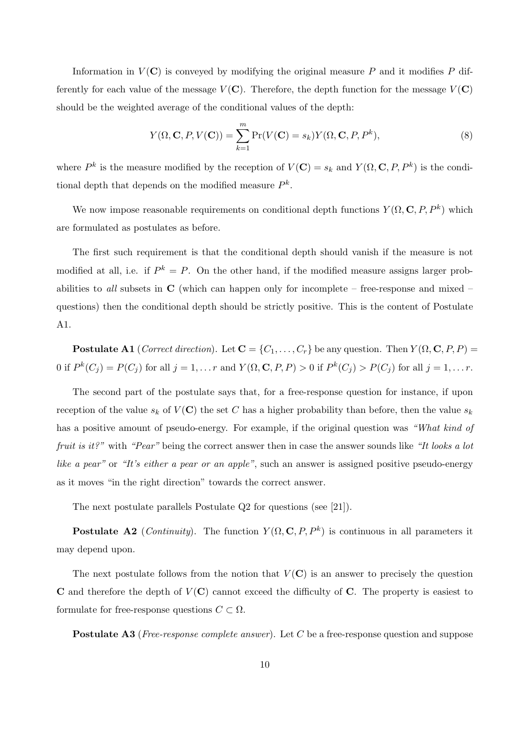Information in $V(\mathbf{C})$ is conveyed by modifying the original measure $P$ and it modifies $P$ differently for each value of the message $V(\mathbf{C})$. Therefore, the depth function for the message $V(\mathbf{C})$ should be the weighted average of the conditional values of the depth:

$$Y(\Omega, \mathbf{C}, P, V(\mathbf{C})) = \sum_{k=1}^{m} \Pr(V(\mathbf{C}) = s_k) Y(\Omega, \mathbf{C}, P, P^k), \tag{8}$$

where $P^k$ is the measure modified by the reception of $V(\mathbf{C}) = s_k$ and $Y(\Omega, \mathbf{C}, P, P^k)$ is the conditional depth that depends on the modified measure $P^k$.

We now impose reasonable requirements on conditional depth functions $Y(\Omega, \mathbf{C}, P, P^k)$ which are formulated as postulates as before.

The first such requirement is that the conditional depth should vanish if the measure is not modified at all, i.e. if $P^k = P$. On the other hand, if the modified measure assigns larger probabilities to *all* subsets in $\mathbf{C}$ (which can happen only for incomplete – free-response and mixed – questions) then the conditional depth should be strictly positive. This is the content of Postulate A1.

**Postulate A1** (*Correct direction*). Let $\mathbf{C} = \{C_1, \ldots, C_r\}$ be any question. Then $Y(\Omega, \mathbf{C}, P, P) = 0$ if $P^k(C_j) = P(C_j)$ for all $j = 1, \ldots r$ and $Y(\Omega, \mathbf{C}, P, P) > 0$ if $P^k(C_j) > P(C_j)$ for all $j = 1, \ldots r$.

The second part of the postulate says that, for a free-response question for instance, if upon reception of the value $s_k$ of $V(\mathbf{C})$ the set $C$ has a higher probability than before, then the value $s_k$ has a positive amount of pseudo-energy. For example, if the original question was *"What kind of fruit is it?"* with *"Pear"* being the correct answer then in case the answer sounds like *"It looks a lot like a pear"* or *"It's either a pear or an apple"*, such an answer is assigned positive pseudo-energy as it moves "in the right direction" towards the correct answer.

The next postulate parallels Postulate Q2 for questions (see [21]).

**Postulate A2** (*Continuity*). The function $Y(\Omega, \mathbf{C}, P, P^k)$ is continuous in all parameters it may depend upon.

The next postulate follows from the notion that $V(\mathbf{C})$ is an answer to precisely the question $\mathbf{C}$ and therefore the depth of $V(\mathbf{C})$ cannot exceed the difficulty of $\mathbf{C}$. The property is easiest to formulate for free-response questions $C \subset \Omega$.

**Postulate A3** (*Free-response complete answer*). Let $C$ be a free-response question and suppose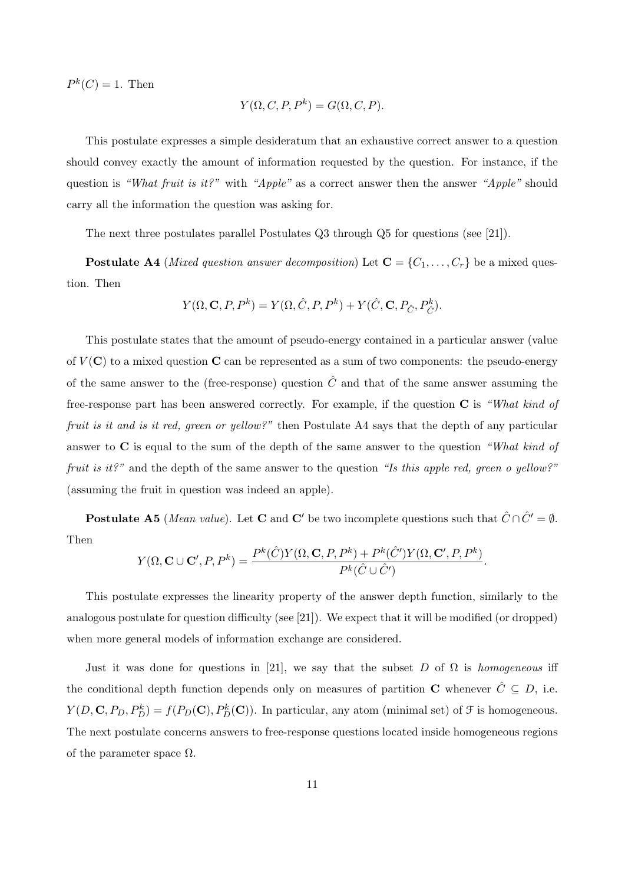$P^k(C) = 1$. Then

$$Y(\Omega, C, P, P^k) = G(\Omega, C, P).$$

This postulate expresses a simple desideratum that an exhaustive correct answer to a question should convey exactly the amount of information requested by the question. For instance, if the question is *"What fruit is it?"* with *"Apple"* as a correct answer then the answer *"Apple"* should carry all the information the question was asking for.

The next three postulates parallel Postulates Q3 through Q5 for questions (see [21]).

**Postulate A4** (*Mixed question answer decomposition*) Let $\mathbf{C} = \{C_1, \ldots, C_r\}$ be a mixed question. Then

$$Y(\Omega, \mathbf{C}, P, P^k) = Y(\Omega, \hat{C}, P, P^k) + Y(\hat{C}, \mathbf{C}, P_{\hat{C}}, P^k_{\hat{C}}).$$

This postulate states that the amount of pseudo-energy contained in a particular answer (value of $V(\mathbf{C})$ to a mixed question $\mathbf{C}$ can be represented as a sum of two components: the pseudo-energy of the same answer to the (free-response) question $\hat{C}$ and that of the same answer assuming the free-response part has been answered correctly. For example, if the question $\mathbf{C}$ is *"What kind of fruit is it and is it red, green or yellow?"* then Postulate A4 says that the depth of any particular answer to $\mathbf{C}$ is equal to the sum of the depth of the same answer to the question *"What kind of fruit is it?"* and the depth of the same answer to the question *"Is this apple red, green o yellow?"* (assuming the fruit in question was indeed an apple).

**Postulate A5** (*Mean value*). Let $\mathbf{C}$ and $\mathbf{C}'$ be two incomplete questions such that $\hat{C} \cap \hat{C}' = \emptyset$. Then

$$Y(\Omega, \mathbf{C} \cup \mathbf{C}', P, P^k) = \frac{P^k(\hat{C}) Y(\Omega, \mathbf{C}, P, P^k) + P^k(\hat{C}') Y(\Omega, \mathbf{C}', P, P^k)}{P^k(\hat{C} \cup \hat{C}')}.$$

This postulate expresses the linearity property of the answer depth function, similarly to the analogous postulate for question difficulty (see [21]). We expect that it will be modified (or dropped) when more general models of information exchange are considered.

Just it was done for questions in [21], we say that the subset $D$ of $\Omega$ is *homogeneous* iff the conditional depth function depends only on measures of partition $\mathbf{C}$ whenever $\hat{C} \subseteq D$, i.e. $Y(D, \mathbf{C}, P_D, P^k_D) = f(P_D(\mathbf{C}), P^k_D(\mathbf{C}))$. In particular, any atom (minimal set) of $\mathcal{F}$ is homogeneous. The next postulate concerns answers to free-response questions located inside homogeneous regions of the parameter space $\Omega$.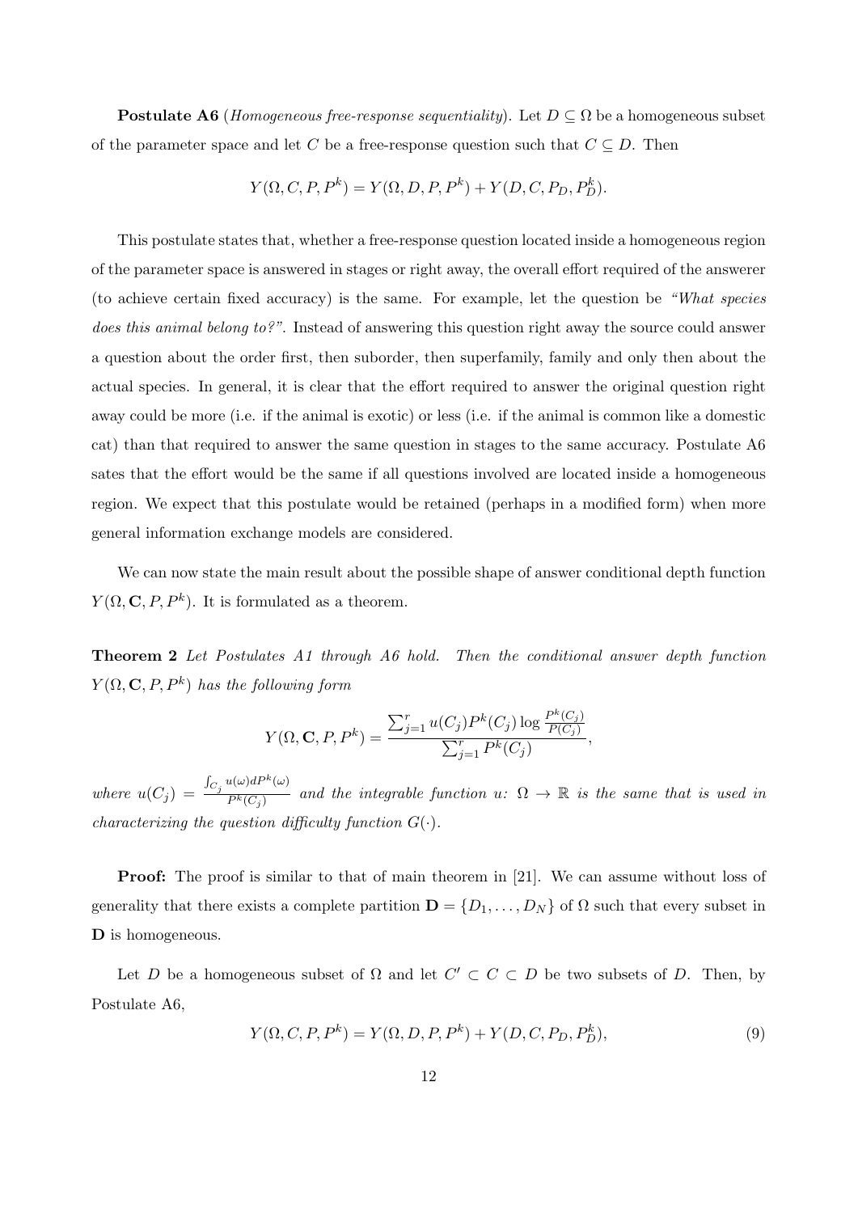**Postulate A6** (*Homogeneous free-response sequentiality*). Let $D \subseteq \Omega$ be a homogeneous subset of the parameter space and let $C$ be a free-response question such that $C \subseteq D$. Then

$$Y(\Omega, C, P, P^k) = Y(\Omega, D, P, P^k) + Y(D, C, P_D, P_D^k).$$

This postulate states that, whether a free-response question located inside a homogeneous region of the parameter space is answered in stages or right away, the overall effort required of the answerer (to achieve certain fixed accuracy) is the same. For example, let the question be *"What species does this animal belong to?"*. Instead of answering this question right away the source could answer a question about the order first, then suborder, then superfamily, family and only then about the actual species. In general, it is clear that the effort required to answer the original question right away could be more (i.e. if the animal is exotic) or less (i.e. if the animal is common like a domestic cat) than that required to answer the same question in stages to the same accuracy. Postulate A6 sates that the effort would be the same if all questions involved are located inside a homogeneous region. We expect that this postulate would be retained (perhaps in a modified form) when more general information exchange models are considered.

We can now state the main result about the possible shape of answer conditional depth function $Y(\Omega, \mathbf{C}, P, P^k)$. It is formulated as a theorem.

**Theorem 2** *Let Postulates A1 through A6 hold. Then the conditional answer depth function* $Y(\Omega, \mathbf{C}, P, P^k)$ *has the following form*

$$Y(\Omega, \mathbf{C}, P, P^k) = \frac{\sum_{j=1}^{r} u(C_j) P^k(C_j) \log \frac{P^k(C_j)}{P(C_j)}}{\sum_{j=1}^{r} P^k(C_j)},$$

*where* $u(C_j) = \frac{\int_{C_j} u(\omega) dP^k(\omega)}{P^k(C_j)}$ *and the integrable function* $u$*:* $\Omega \to \mathbb{R}$ *is the same that is used in characterizing the question difficulty function* $G(\cdot)$*.*

**Proof:** The proof is similar to that of main theorem in [21]. We can assume without loss of generality that there exists a complete partition $\mathbf{D} = \{D_1, \ldots, D_N\}$ of $\Omega$ such that every subset in $\mathbf{D}$ is homogeneous.

Let $D$ be a homogeneous subset of $\Omega$ and let $C' \subset C \subset D$ be two subsets of $D$. Then, by Postulate A6,

$$Y(\Omega, C, P, P^k) = Y(\Omega, D, P, P^k) + Y(D, C, P_D, P_D^k), \tag{9}$$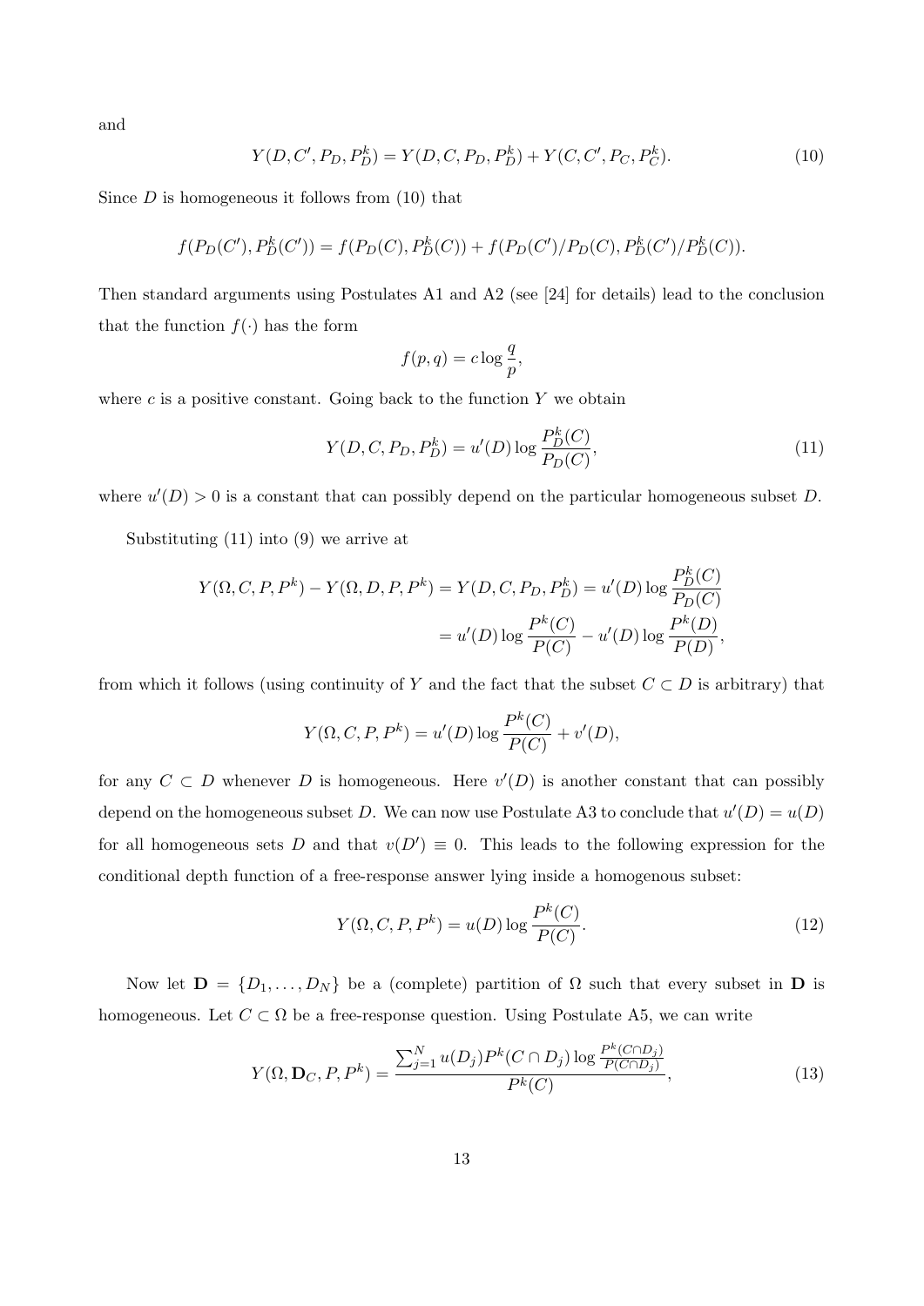and

$$Y(D, C', P_D, P_D^k) = Y(D, C, P_D, P_D^k) + Y(C, C', P_C, P_C^k). \tag{10}$$

Since $D$ is homogeneous it follows from (10) that

$$f(P_D(C'), P_D^k(C')) = f(P_D(C), P_D^k(C)) + f(P_D(C')/P_D(C), P_D^k(C')/P_D^k(C)).$$

Then standard arguments using Postulates A1 and A2 (see [24] for details) lead to the conclusion that the function $f(\cdot)$ has the form

$$f(p, q) = c \log \frac{q}{p},$$

where $c$ is a positive constant. Going back to the function $Y$ we obtain

$$Y(D, C, P_D, P_D^k) = u'(D) \log \frac{P_D^k(C)}{P_D(C)}, \tag{11}$$

where $u'(D) > 0$ is a constant that can possibly depend on the particular homogeneous subset $D$.

Substituting (11) into (9) we arrive at

$$\begin{aligned}
Y(\Omega, C, P, P^k) - Y(\Omega, D, P, P^k) = Y(D, C, P_D, P_D^k) &= u'(D) \log \frac{P_D^k(C)}{P_D(C)} \\
&= u'(D) \log \frac{P^k(C)}{P(C)} - u'(D) \log \frac{P^k(D)}{P(D)},
\end{aligned}$$

from which it follows (using continuity of $Y$ and the fact that the subset $C \subset D$ is arbitrary) that

$$Y(\Omega, C, P, P^k) = u'(D) \log \frac{P^k(C)}{P(C)} + v'(D),$$

for any $C \subset D$ whenever $D$ is homogeneous. Here $v'(D)$ is another constant that can possibly depend on the homogeneous subset $D$. We can now use Postulate A3 to conclude that $u'(D) = u(D)$ for all homogeneous sets $D$ and that $v(D') \equiv 0$. This leads to the following expression for the conditional depth function of a free-response answer lying inside a homogenous subset:

$$Y(\Omega, C, P, P^k) = u(D) \log \frac{P^k(C)}{P(C)}. \tag{12}$$

Now let $\mathbf{D} = \{D_1, \ldots, D_N\}$ be a (complete) partition of $\Omega$ such that every subset in $\mathbf{D}$ is homogeneous. Let $C \subset \Omega$ be a free-response question. Using Postulate A5, we can write

$$Y(\Omega, \mathbf{D}_C, P, P^k) = \frac{\sum_{j=1}^{N} u(D_j) P^k(C \cap D_j) \log \frac{P^k(C \cap D_j)}{P(C \cap D_j)}}{P^k(C)}, \tag{13}$$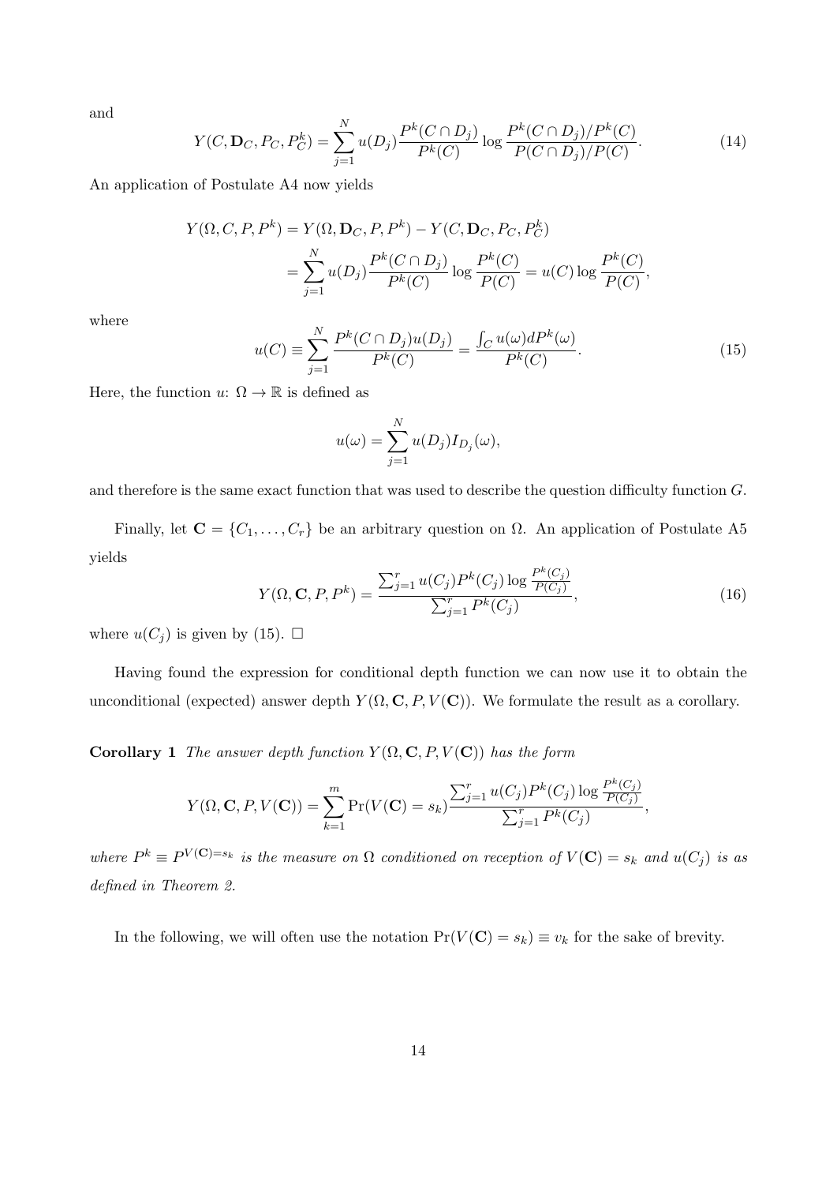and

$$
Y(C, \mathbf{D}_C, P_C, P^k_C) = \sum_{j=1}^{N} u(D_j) \frac{P^k(C \cap D_j)}{P^k(C)} \log \frac{P^k(C \cap D_j)/P^k(C)}{P(C \cap D_j)/P(C)}. \tag{14}
$$

An application of Postulate A4 now yields

$$
\begin{aligned}
Y(\Omega, C, P, P^k) &= Y(\Omega, \mathbf{D}_C, P, P^k) - Y(C, \mathbf{D}_C, P_C, P^k_C) \\
&= \sum_{j=1}^{N} u(D_j) \frac{P^k(C \cap D_j)}{P^k(C)} \log \frac{P^k(C)}{P(C)} = u(C) \log \frac{P^k(C)}{P(C)},
\end{aligned}
$$

where

$$
u(C) \equiv \sum_{j=1}^{N} \frac{P^k(C \cap D_j) u(D_j)}{P^k(C)} = \frac{\int_C u(\omega) dP^k(\omega)}{P^k(C)}. \tag{15}
$$

Here, the function $u$: $\Omega \to \mathbb{R}$ is defined as

$$
u(\omega) = \sum_{j=1}^{N} u(D_j) I_{D_j}(\omega),
$$

and therefore is the same exact function that was used to describe the question difficulty function $G$.

Finally, let $\mathbf{C} = \{C_1, \ldots, C_r\}$ be an arbitrary question on $\Omega$. An application of Postulate A5 yields

$$
Y(\Omega, \mathbf{C}, P, P^k) = \frac{\sum_{j=1}^{r} u(C_j) P^k(C_j) \log \frac{P^k(C_j)}{P(C_j)}}{\sum_{j=1}^{r} P^k(C_j)}, \tag{16}
$$

where $u(C_j)$ is given by (15). □

Having found the expression for conditional depth function we can now use it to obtain the unconditional (expected) answer depth $Y(\Omega, \mathbf{C}, P, V(\mathbf{C}))$. We formulate the result as a corollary.

**Corollary 1** *The answer depth function $Y(\Omega, \mathbf{C}, P, V(\mathbf{C}))$ has the form*

$$
Y(\Omega, \mathbf{C}, P, V(\mathbf{C})) = \sum_{k=1}^{m} \Pr(V(\mathbf{C}) = s_k) \frac{\sum_{j=1}^{r} u(C_j) P^k(C_j) \log \frac{P^k(C_j)}{P(C_j)}}{\sum_{j=1}^{r} P^k(C_j)},
$$

*where $P^k \equiv P^{V(\mathbf{C}) = s_k}$ is the measure on $\Omega$ conditioned on reception of $V(\mathbf{C}) = s_k$ and $u(C_j)$ is as defined in Theorem 2.*

In the following, we will often use the notation $\Pr(V(\mathbf{C}) = s_k) \equiv v_k$ for the sake of brevity.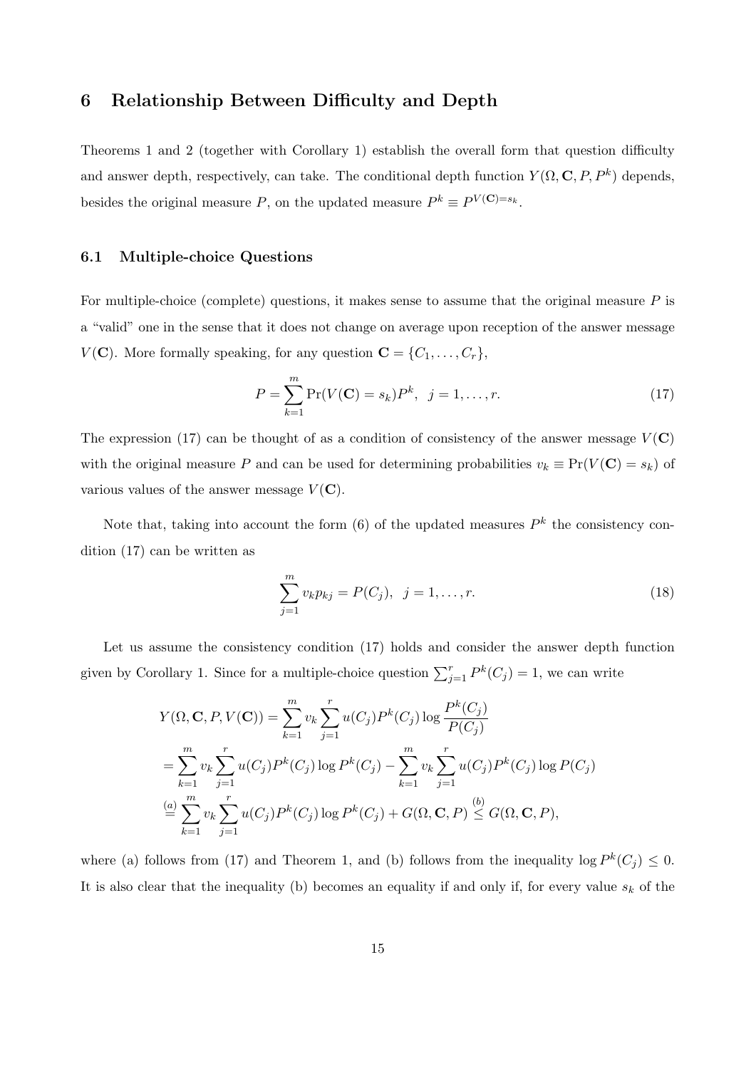## 6 Relationship Between Difficulty and Depth

Theorems 1 and 2 (together with Corollary 1) establish the overall form that question difficulty and answer depth, respectively, can take. The conditional depth function $Y(\Omega, \mathbf{C}, P, P^k)$ depends, besides the original measure $P$, on the updated measure $P^k \equiv P^{V(\mathbf{C})=s_k}$.

### 6.1 Multiple-choice Questions

For multiple-choice (complete) questions, it makes sense to assume that the original measure $P$ is a "valid" one in the sense that it does not change on average upon reception of the answer message $V(\mathbf{C})$. More formally speaking, for any question $\mathbf{C} = \{C_1, \ldots, C_r\}$,

$$P = \sum_{k=1}^{m} \Pr(V(\mathbf{C}) = s_k) P^k, \quad j = 1, \ldots, r. \tag{17}$$

The expression (17) can be thought of as a condition of consistency of the answer message $V(\mathbf{C})$ with the original measure $P$ and can be used for determining probabilities $v_k \equiv \Pr(V(\mathbf{C}) = s_k)$ of various values of the answer message $V(\mathbf{C})$.

Note that, taking into account the form (6) of the updated measures $P^k$ the consistency condition (17) can be written as

$$\sum_{j=1}^{m} v_k p_{kj} = P(C_j), \quad j = 1, \ldots, r. \tag{18}$$

Let us assume the consistency condition (17) holds and consider the answer depth function given by Corollary 1. Since for a multiple-choice question $\sum_{j=1}^{r} P^k(C_j) = 1$, we can write

$$\begin{aligned}
Y(\Omega, \mathbf{C}, P, V(\mathbf{C})) &= \sum_{k=1}^{m} v_k \sum_{j=1}^{r} u(C_j) P^k(C_j) \log \frac{P^k(C_j)}{P(C_j)} \\
&= \sum_{k=1}^{m} v_k \sum_{j=1}^{r} u(C_j) P^k(C_j) \log P^k(C_j) - \sum_{k=1}^{m} v_k \sum_{j=1}^{r} u(C_j) P^k(C_j) \log P(C_j) \\
&\overset{(a)}{=} \sum_{k=1}^{m} v_k \sum_{j=1}^{r} u(C_j) P^k(C_j) \log P^k(C_j) + G(\Omega, \mathbf{C}, P) \overset{(b)}{\leq} G(\Omega, \mathbf{C}, P),
\end{aligned}$$

where (a) follows from (17) and Theorem 1, and (b) follows from the inequality $\log P^k(C_j) \leq 0$. It is also clear that the inequality (b) becomes an equality if and only if, for every value $s_k$ of the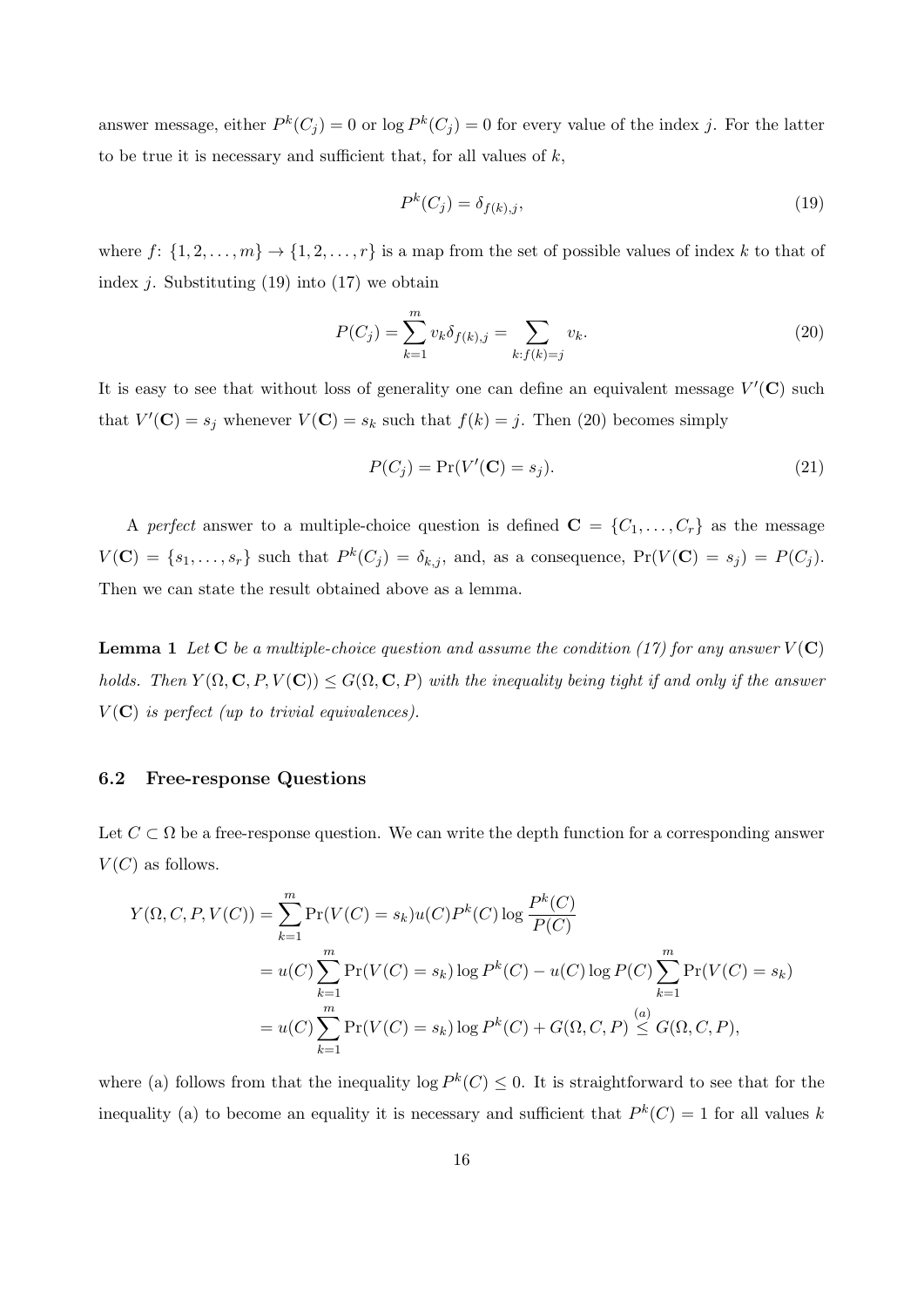answer message, either $P^k(C_j) = 0$ or $\log P^k(C_j) = 0$ for every value of the index $j$. For the latter to be true it is necessary and sufficient that, for all values of $k$,

$$P^k(C_j) = \delta_{f(k),j}, \tag{19}$$

where $f\colon \{1, 2, \ldots, m\} \to \{1, 2, \ldots, r\}$ is a map from the set of possible values of index $k$ to that of index $j$. Substituting (19) into (17) we obtain

$$P(C_j) = \sum_{k=1}^{m} v_k \delta_{f(k),j} = \sum_{k: f(k)=j} v_k. \tag{20}$$

It is easy to see that without loss of generality one can define an equivalent message $V'(\mathbf{C})$ such that $V'(\mathbf{C}) = s_j$ whenever $V(\mathbf{C}) = s_k$ such that $f(k) = j$. Then (20) becomes simply

$$P(C_j) = \Pr(V'(\mathbf{C}) = s_j). \tag{21}$$

A *perfect* answer to a multiple-choice question is defined $\mathbf{C} = \{C_1, \ldots, C_r\}$ as the message $V(\mathbf{C}) = \{s_1, \ldots, s_r\}$ such that $P^k(C_j) = \delta_{k,j}$, and, as a consequence, $\Pr(V(\mathbf{C}) = s_j) = P(C_j)$. Then we can state the result obtained above as a lemma.

**Lemma 1** *Let $\mathbf{C}$ be a multiple-choice question and assume the condition (17) for any answer $V(\mathbf{C})$ holds. Then $Y(\Omega, \mathbf{C}, P, V(\mathbf{C})) \leq G(\Omega, \mathbf{C}, P)$ with the inequality being tight if and only if the answer $V(\mathbf{C})$ is perfect (up to trivial equivalences).*

### 6.2 Free-response Questions

Let $C \subset \Omega$ be a free-response question. We can write the depth function for a corresponding answer $V(C)$ as follows.

$$\begin{aligned}
Y(\Omega, C, P, V(C)) &= \sum_{k=1}^{m} \Pr(V(C) = s_k) u(C) P^k(C) \log \frac{P^k(C)}{P(C)} \\
&= u(C) \sum_{k=1}^{m} \Pr(V(C) = s_k) \log P^k(C) - u(C) \log P(C) \sum_{k=1}^{m} \Pr(V(C) = s_k) \\
&= u(C) \sum_{k=1}^{m} \Pr(V(C) = s_k) \log P^k(C) + G(\Omega, C, P) \overset{(a)}{\leq} G(\Omega, C, P),
\end{aligned}$$

where (a) follows from that the inequality $\log P^k(C) \leq 0$. It is straightforward to see that for the inequality (a) to become an equality it is necessary and sufficient that $P^k(C) = 1$ for all values $k$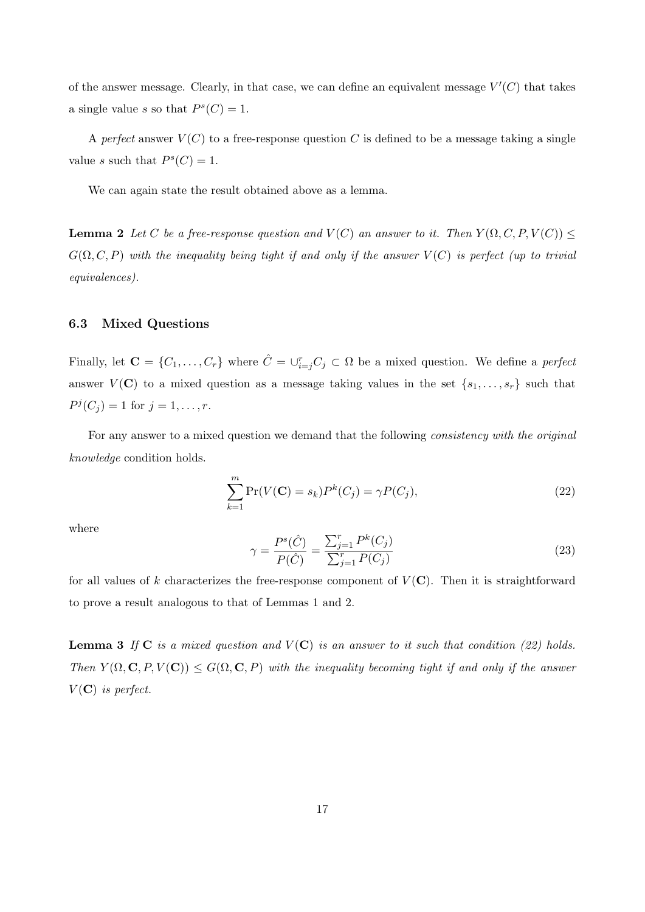of the answer message. Clearly, in that case, we can define an equivalent message $V'(C)$ that takes a single value $s$ so that $P^s(C) = 1$.

A *perfect* answer $V(C)$ to a free-response question $C$ is defined to be a message taking a single value $s$ such that $P^s(C) = 1$.

We can again state the result obtained above as a lemma.

**Lemma 2** *Let $C$ be a free-response question and $V(C)$ an answer to it. Then $Y(\Omega, C, P, V(C)) \leq G(\Omega, C, P)$ with the inequality being tight if and only if the answer $V(C)$ is perfect (up to trivial equivalences).*

### 6.3 Mixed Questions

Finally, let $\mathbf{C} = \{C_1, \ldots, C_r\}$ where $\hat{C} = \cup_{i=j}^r C_j \subset \Omega$ be a mixed question. We define a *perfect* answer $V(\mathbf{C})$ to a mixed question as a message taking values in the set $\{s_1, \ldots, s_r\}$ such that $P^j(C_j) = 1$ for $j = 1, \ldots, r$.

For any answer to a mixed question we demand that the following *consistency with the original knowledge* condition holds.

$$\sum_{k=1}^{m} \Pr(V(\mathbf{C}) = s_k) P^k(C_j) = \gamma P(C_j), \tag{22}$$

where

$$\gamma = \frac{P^s(\hat{C})}{P(\hat{C})} = \frac{\sum_{j=1}^r P^k(C_j)}{\sum_{j=1}^r P(C_j)} \tag{23}$$

for all values of $k$ characterizes the free-response component of $V(\mathbf{C})$. Then it is straightforward to prove a result analogous to that of Lemmas 1 and 2.

**Lemma 3** *If $\mathbf{C}$ is a mixed question and $V(\mathbf{C})$ is an answer to it such that condition (22) holds. Then $Y(\Omega, \mathbf{C}, P, V(\mathbf{C})) \leq G(\Omega, \mathbf{C}, P)$ with the inequality becoming tight if and only if the answer $V(\mathbf{C})$ is perfect.*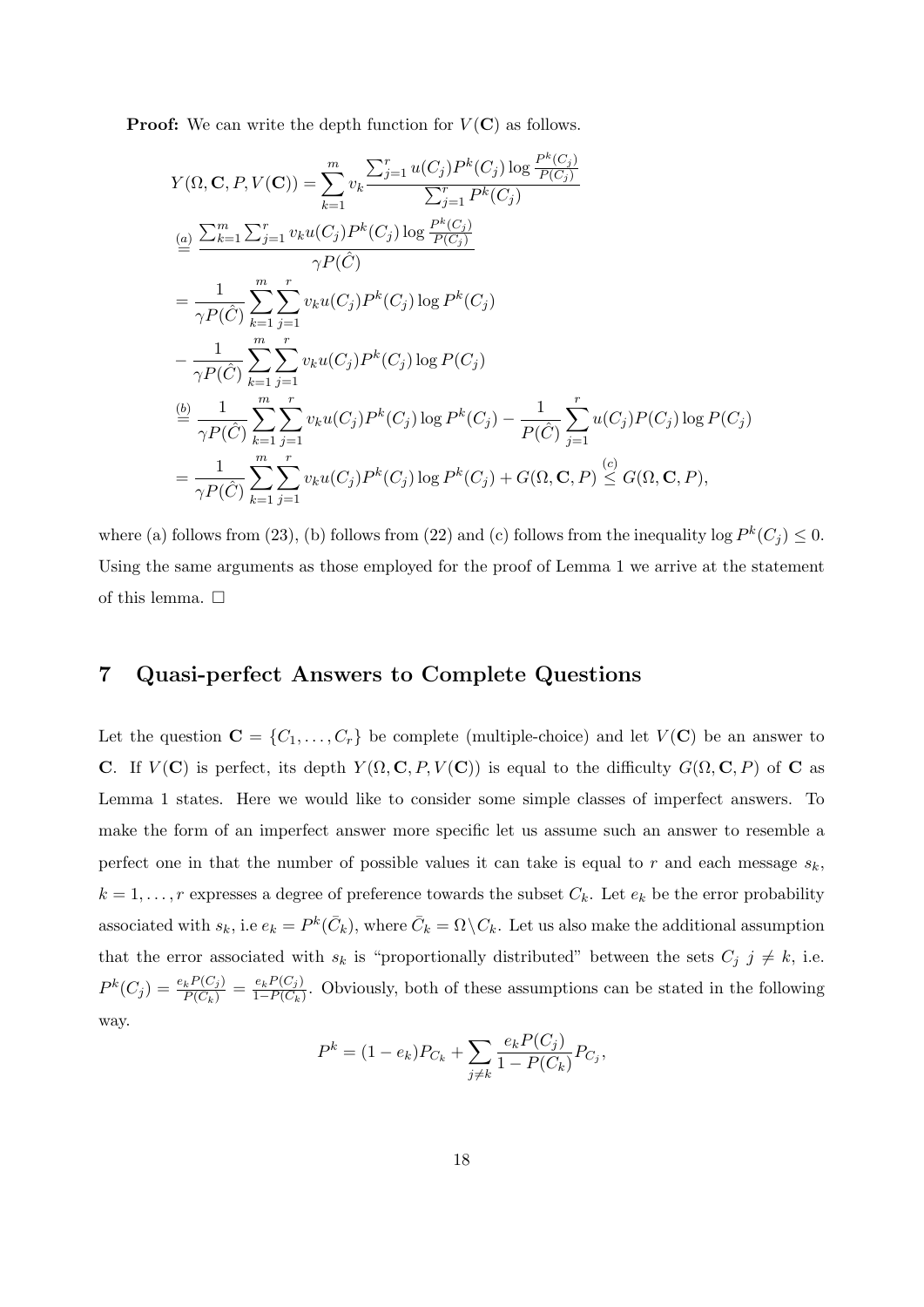**Proof:** We can write the depth function for $V(\mathbf{C})$ as follows.

$$
\begin{aligned}
Y(\Omega, \mathbf{C}, P, V(\mathbf{C})) &= \sum_{k=1}^{m} v_k \frac{\sum_{j=1}^{r} u(C_j) P^k(C_j) \log \frac{P^k(C_j)}{P(C_j)}}{\sum_{j=1}^{r} P^k(C_j)} \\
&\overset{(a)}{=} \frac{\sum_{k=1}^{m} \sum_{j=1}^{r} v_k u(C_j) P^k(C_j) \log \frac{P^k(C_j)}{P(C_j)}}{\gamma P(\hat{C})} \\
&= \frac{1}{\gamma P(\hat{C})} \sum_{k=1}^{m} \sum_{j=1}^{r} v_k u(C_j) P^k(C_j) \log P^k(C_j) \\
&- \frac{1}{\gamma P(\hat{C})} \sum_{k=1}^{m} \sum_{j=1}^{r} v_k u(C_j) P^k(C_j) \log P(C_j) \\
&\overset{(b)}{=} \frac{1}{\gamma P(\hat{C})} \sum_{k=1}^{m} \sum_{j=1}^{r} v_k u(C_j) P^k(C_j) \log P^k(C_j) - \frac{1}{P(\hat{C})} \sum_{j=1}^{r} u(C_j) P(C_j) \log P(C_j) \\
&= \frac{1}{\gamma P(\hat{C})} \sum_{k=1}^{m} \sum_{j=1}^{r} v_k u(C_j) P^k(C_j) \log P^k(C_j) + G(\Omega, \mathbf{C}, P) \overset{(c)}{\leq} G(\Omega, \mathbf{C}, P),
\end{aligned}
$$

where (a) follows from (23), (b) follows from (22) and (c) follows from the inequality $\log P^k(C_j) \leq 0$. Using the same arguments as those employed for the proof of Lemma 1 we arrive at the statement of this lemma. $\square$

## 7 Quasi-perfect Answers to Complete Questions

Let the question $\mathbf{C} = \{C_1, \ldots, C_r\}$ be complete (multiple-choice) and let $V(\mathbf{C})$ be an answer to $\mathbf{C}$. If $V(\mathbf{C})$ is perfect, its depth $Y(\Omega, \mathbf{C}, P, V(\mathbf{C}))$ is equal to the difficulty $G(\Omega, \mathbf{C}, P)$ of $\mathbf{C}$ as Lemma 1 states. Here we would like to consider some simple classes of imperfect answers. To make the form of an imperfect answer more specific let us assume such an answer to resemble a perfect one in that the number of possible values it can take is equal to $r$ and each message $s_k$, $k = 1, \ldots, r$ expresses a degree of preference towards the subset $C_k$. Let $e_k$ be the error probability associated with $s_k$, i.e $e_k = P^k(\bar{C}_k)$, where $\bar{C}_k = \Omega \backslash C_k$. Let us also make the additional assumption that the error associated with $s_k$ is "proportionally distributed" between the sets $C_j$ $j \neq k$, i.e. $P^k(C_j) = \frac{e_k P(C_j)}{P(\bar{C}_k)} = \frac{e_k P(C_j)}{1 - P(C_k)}$. Obviously, both of these assumptions can be stated in the following way.

$$
P^k = (1 - e_k) P_{C_k} + \sum_{j \neq k} \frac{e_k P(C_j)}{1 - P(C_k)} P_{C_j},
$$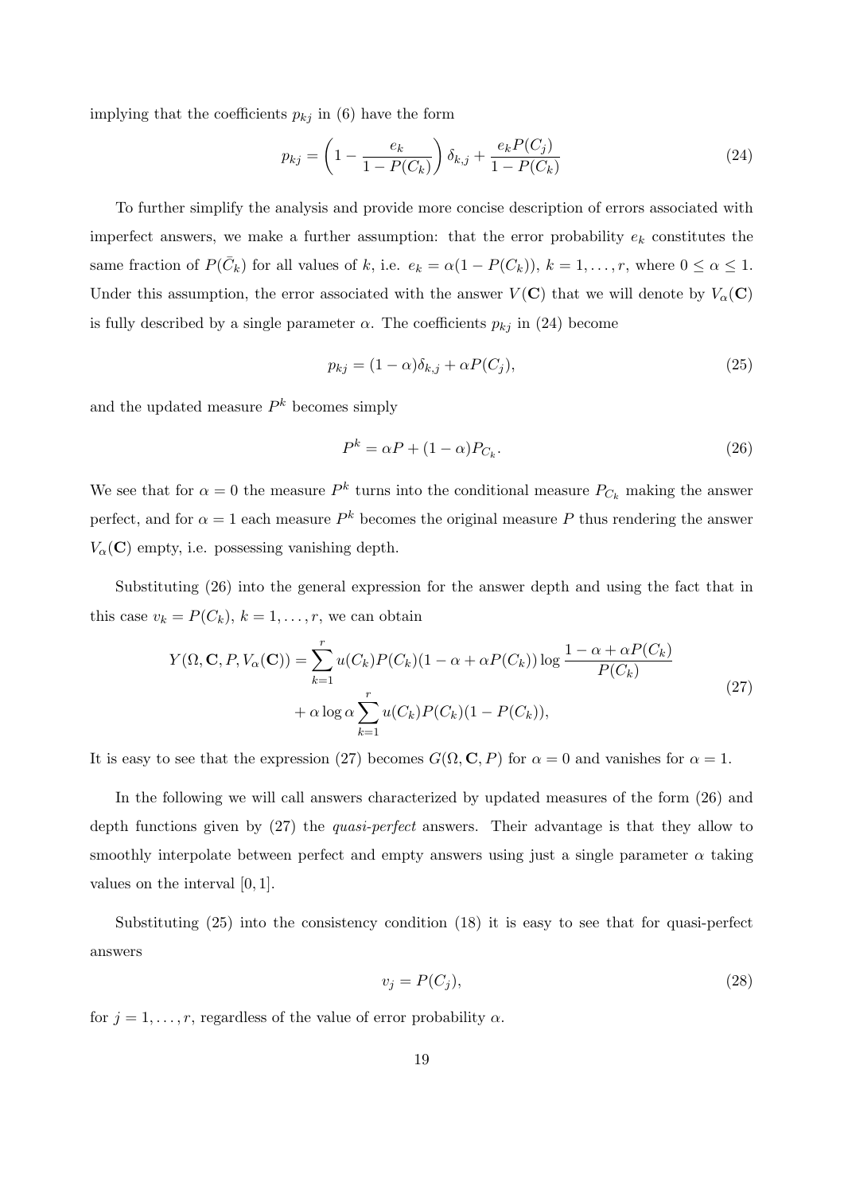implying that the coefficients $p_{kj}$ in (6) have the form

$$p_{kj} = \left(1 - \frac{e_k}{1 - P(C_k)}\right) \delta_{k,j} + \frac{e_k P(C_j)}{1 - P(C_k)} \tag{24}$$

To further simplify the analysis and provide more concise description of errors associated with imperfect answers, we make a further assumption: that the error probability $e_k$ constitutes the same fraction of $P(\bar{C}_k)$ for all values of $k$, i.e. $e_k = \alpha(1 - P(C_k))$, $k = 1, \ldots, r$, where $0 \leq \alpha \leq 1$. Under this assumption, the error associated with the answer $V(\mathbf{C})$ that we will denote by $V_\alpha(\mathbf{C})$ is fully described by a single parameter $\alpha$. The coefficients $p_{kj}$ in (24) become

$$p_{kj} = (1 - \alpha)\delta_{k,j} + \alpha P(C_j), \tag{25}$$

and the updated measure $P^k$ becomes simply

$$P^k = \alpha P + (1 - \alpha) P_{C_k}. \tag{26}$$

We see that for $\alpha = 0$ the measure $P^k$ turns into the conditional measure $P_{C_k}$ making the answer perfect, and for $\alpha = 1$ each measure $P^k$ becomes the original measure $P$ thus rendering the answer $V_\alpha(\mathbf{C})$ empty, i.e. possessing vanishing depth.

Substituting (26) into the general expression for the answer depth and using the fact that in this case $v_k = P(C_k)$, $k = 1, \ldots, r$, we can obtain

$$\begin{aligned} Y(\Omega, \mathbf{C}, P, V_\alpha(\mathbf{C})) = &\sum_{k=1}^{r} u(C_k) P(C_k)(1 - \alpha + \alpha P(C_k)) \log \frac{1 - \alpha + \alpha P(C_k)}{P(C_k)} \\ &+ \alpha \log \alpha \sum_{k=1}^{r} u(C_k) P(C_k)(1 - P(C_k)), \end{aligned} \tag{27}$$

It is easy to see that the expression (27) becomes $G(\Omega, \mathbf{C}, P)$ for $\alpha = 0$ and vanishes for $\alpha = 1$.

In the following we will call answers characterized by updated measures of the form (26) and depth functions given by (27) the *quasi-perfect* answers. Their advantage is that they allow to smoothly interpolate between perfect and empty answers using just a single parameter $\alpha$ taking values on the interval $[0, 1]$.

Substituting (25) into the consistency condition (18) it is easy to see that for quasi-perfect answers

$$v_j = P(C_j), \tag{28}$$

for $j = 1, \ldots, r$, regardless of the value of error probability $\alpha$.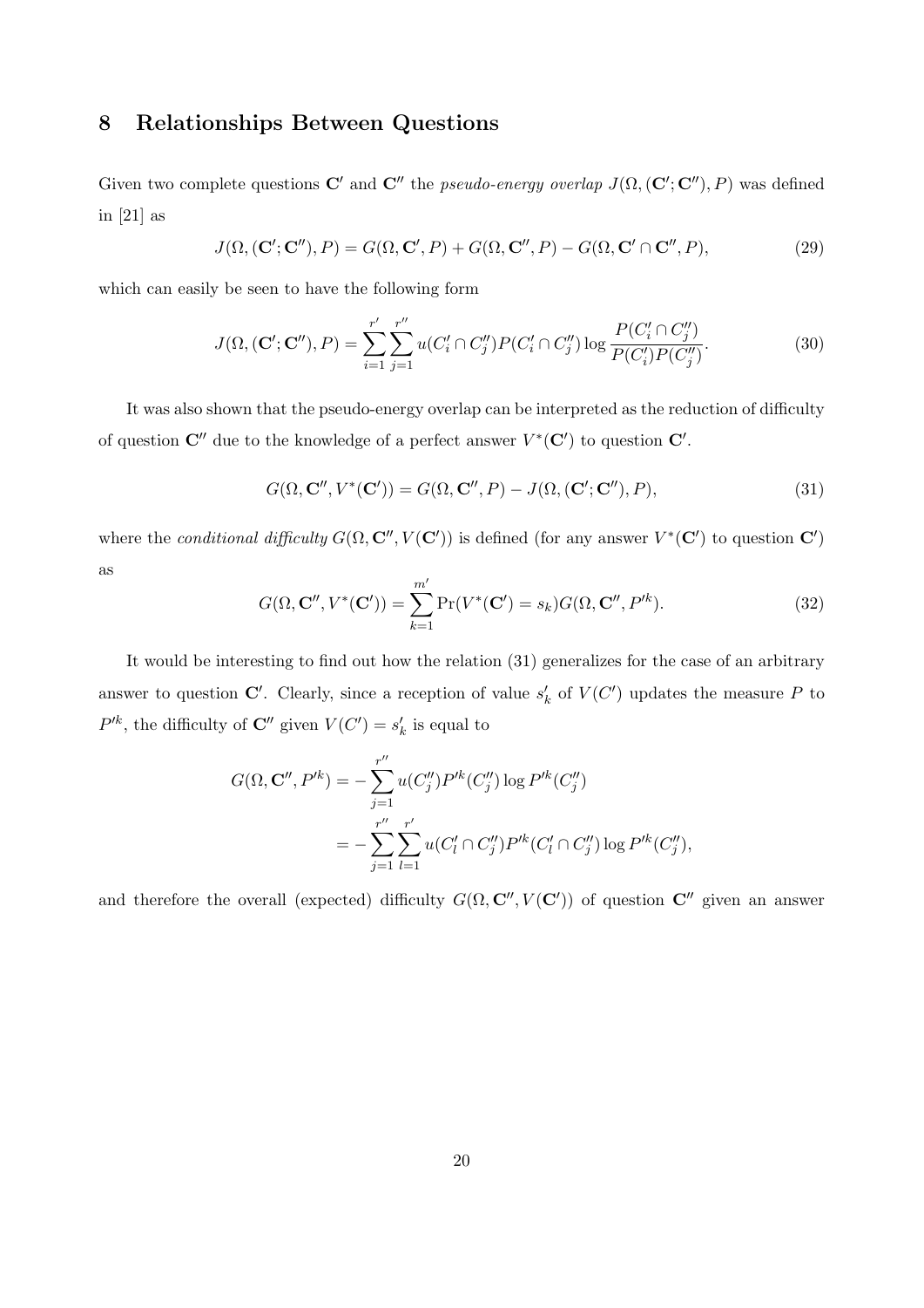## 8 Relationships Between Questions

Given two complete questions $\mathbf{C}'$ and $\mathbf{C}''$ the *pseudo-energy overlap* $J(\Omega, (\mathbf{C}'; \mathbf{C}''), P)$ was defined in [21] as

$$J(\Omega, (\mathbf{C}'; \mathbf{C}''), P) = G(\Omega, \mathbf{C}', P) + G(\Omega, \mathbf{C}'', P) - G(\Omega, \mathbf{C}' \cap \mathbf{C}'', P), \tag{29}$$

which can easily be seen to have the following form

$$J(\Omega, (\mathbf{C}'; \mathbf{C}''), P) = \sum_{i=1}^{r'} \sum_{j=1}^{r''} u(C_i' \cap C_j'') P(C_i' \cap C_j'') \log \frac{P(C_i' \cap C_j'')}{P(C_i')P(C_j'')}. \tag{30}$$

It was also shown that the pseudo-energy overlap can be interpreted as the reduction of difficulty of question $\mathbf{C}''$ due to the knowledge of a perfect answer $V^*(\mathbf{C}')$ to question $\mathbf{C}'$.

$$G(\Omega, \mathbf{C}'', V^*(\mathbf{C}')) = G(\Omega, \mathbf{C}'', P) - J(\Omega, (\mathbf{C}'; \mathbf{C}''), P), \tag{31}$$

where the *conditional difficulty* $G(\Omega, \mathbf{C}'', V(\mathbf{C}'))$ is defined (for any answer $V^*(\mathbf{C}')$ to question $\mathbf{C}'$) as

$$G(\Omega, \mathbf{C}'', V^*(\mathbf{C}')) = \sum_{k=1}^{m'} \Pr(V^*(\mathbf{C}') = s_k) G(\Omega, \mathbf{C}'', P'^k). \tag{32}$$

It would be interesting to find out how the relation (31) generalizes for the case of an arbitrary answer to question $\mathbf{C}'$. Clearly, since a reception of value $s_k'$ of $V(C')$ updates the measure $P$ to $P'^k$, the difficulty of $\mathbf{C}''$ given $V(C') = s_k'$ is equal to

$$\begin{aligned}
G(\Omega, \mathbf{C}'', P'^k) &= -\sum_{j=1}^{r''} u(C_j'') P'^k(C_j'') \log P'^k(C_j'') \\
&= -\sum_{j=1}^{r''} \sum_{l=1}^{r'} u(C_l' \cap C_j'') P'^k(C_l' \cap C_j'') \log P'^k(C_j''),
\end{aligned}$$

and therefore the overall (expected) difficulty $G(\Omega, \mathbf{C}'', V(\mathbf{C}'))$ of question $\mathbf{C}''$ given an answer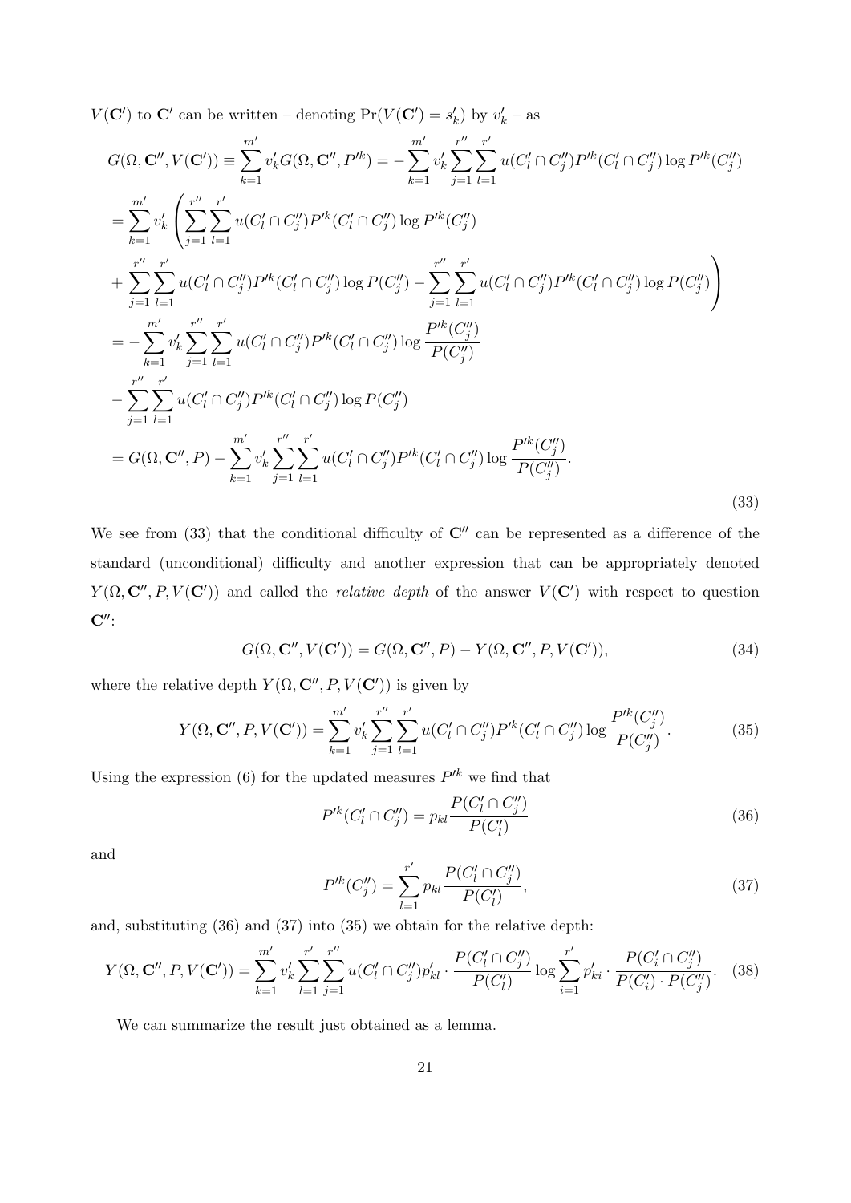$V(\mathbf{C}')$ to $\mathbf{C}'$ can be written – denoting $\Pr(V(\mathbf{C}') = s'_k)$ by $v'_k$ – as

$$
\begin{aligned}
G(\Omega, \mathbf{C}'', V(\mathbf{C}')) &\equiv \sum_{k=1}^{m'} v'_k G(\Omega, \mathbf{C}'', P'^k) = -\sum_{k=1}^{m'} v'_k \sum_{j=1}^{r''} \sum_{l=1}^{r'} u(C'_l \cap C''_j) P'^k(C'_l \cap C''_j) \log P'^k(C''_j) \\
&= \sum_{k=1}^{m'} v'_k \left( \sum_{j=1}^{r''} \sum_{l=1}^{r'} u(C'_l \cap C''_j) P'^k(C'_l \cap C''_j) \log P'^k(C''_j) \right. \\
&+ \left. \sum_{j=1}^{r''} \sum_{l=1}^{r'} u(C'_l \cap C''_j) P'^k(C'_l \cap C''_j) \log P(C''_j) - \sum_{j=1}^{r''} \sum_{l=1}^{r'} u(C'_l \cap C''_j) P'^k(C'_l \cap C''_j) \log P(C''_j) \right) \\
&= -\sum_{k=1}^{m'} v'_k \sum_{j=1}^{r''} \sum_{l=1}^{r'} u(C'_l \cap C''_j) P'^k(C'_l \cap C''_j) \log \frac{P'^k(C''_j)}{P(C''_j)} \\
&- \sum_{j=1}^{r''} \sum_{l=1}^{r'} u(C'_l \cap C''_j) P'^k(C'_l \cap C''_j) \log P(C''_j) \\
&= G(\Omega, \mathbf{C}'', P) - \sum_{k=1}^{m'} v'_k \sum_{j=1}^{r''} \sum_{l=1}^{r'} u(C'_l \cap C''_j) P'^k(C'_l \cap C''_j) \log \frac{P'^k(C''_j)}{P(C''_j)}.
\end{aligned}
\tag{33}
$$

We see from (33) that the conditional difficulty of $\mathbf{C}''$ can be represented as a difference of the standard (unconditional) difficulty and another expression that can be appropriately denoted $Y(\Omega, \mathbf{C}'', P, V(\mathbf{C}'))$ and called the *relative depth* of the answer $V(\mathbf{C}')$ with respect to question $\mathbf{C}''$:

$$
G(\Omega, \mathbf{C}'', V(\mathbf{C}')) = G(\Omega, \mathbf{C}'', P) - Y(\Omega, \mathbf{C}'', P, V(\mathbf{C}')),
\tag{34}
$$

where the relative depth $Y(\Omega, \mathbf{C}'', P, V(\mathbf{C}'))$ is given by

$$
Y(\Omega, \mathbf{C}'', P, V(\mathbf{C}')) = \sum_{k=1}^{m'} v'_k \sum_{j=1}^{r''} \sum_{l=1}^{r'} u(C'_l \cap C''_j) P'^k(C'_l \cap C''_j) \log \frac{P'^k(C''_j)}{P(C''_j)}.
\tag{35}
$$

Using the expression (6) for the updated measures $P'^k$ we find that

$$
P'^k(C'_l \cap C''_j) = p_{kl} \frac{P(C'_l \cap C''_j)}{P(C'_l)}
\tag{36}
$$

and

$$
P'^k(C''_j) = \sum_{l=1}^{r'} p_{kl} \frac{P(C'_l \cap C''_j)}{P(C'_l)},
\tag{37}
$$

and, substituting (36) and (37) into (35) we obtain for the relative depth:

$$
Y(\Omega, \mathbf{C}'', P, V(\mathbf{C}')) = \sum_{k=1}^{m'} v'_k \sum_{l=1}^{r'} \sum_{j=1}^{r''} u(C'_l \cap C''_j) p'_{kl} \cdot \frac{P(C'_l \cap C''_j)}{P(C'_l)} \log \sum_{i=1}^{r'} p'_{ki} \cdot \frac{P(C'_i \cap C''_j)}{P(C'_i) \cdot P(C''_j)}.
\tag{38}
$$

We can summarize the result just obtained as a lemma.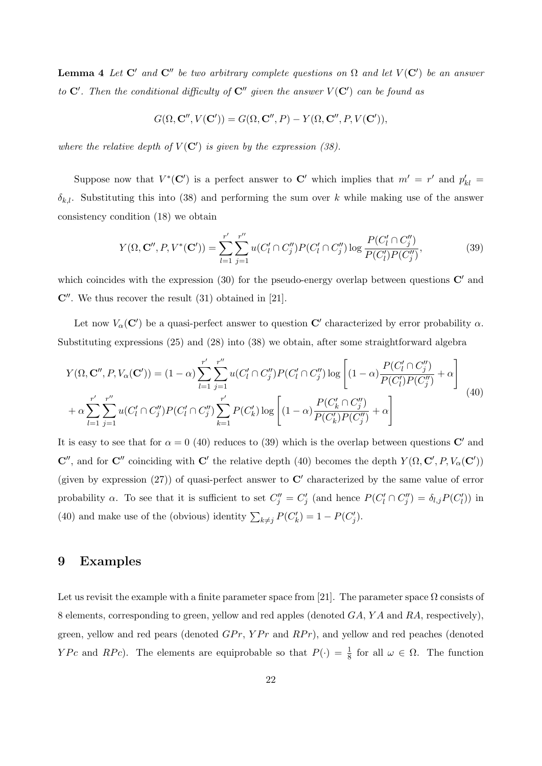**Lemma 4** *Let* $\mathbf{C}'$ *and* $\mathbf{C}''$ *be two arbitrary complete questions on* $\Omega$ *and let* $V(\mathbf{C}')$ *be an answer to* $\mathbf{C}'$*. Then the conditional difficulty of* $\mathbf{C}''$ *given the answer* $V(\mathbf{C}')$ *can be found as*

$$G(\Omega, \mathbf{C}'', V(\mathbf{C}')) = G(\Omega, \mathbf{C}'', P) - Y(\Omega, \mathbf{C}'', P, V(\mathbf{C}')),$$

*where the relative depth of* $V(\mathbf{C}')$ *is given by the expression (38).*

Suppose now that $V^*(\mathbf{C}')$ is a perfect answer to $\mathbf{C}'$ which implies that $m' = r'$ and $p'_{kl} = \delta_{k,l}$. Substituting this into (38) and performing the sum over $k$ while making use of the answer consistency condition (18) we obtain

$$Y(\Omega, \mathbf{C}'', P, V^*(\mathbf{C}')) = \sum_{l=1}^{r'} \sum_{j=1}^{r''} u(C'_l \cap C''_j) P(C'_l \cap C''_j) \log \frac{P(C'_l \cap C''_j)}{P(C'_l) P(C''_j)}, \tag{39}$$

which coincides with the expression (30) for the pseudo-energy overlap between questions $\mathbf{C}'$ and $\mathbf{C}''$. We thus recover the result (31) obtained in [21].

Let now $V_\alpha(\mathbf{C}')$ be a quasi-perfect answer to question $\mathbf{C}'$ characterized by error probability $\alpha$. Substituting expressions (25) and (28) into (38) we obtain, after some straightforward algebra

$$\begin{aligned} Y(\Omega, \mathbf{C}'', P, V_\alpha(\mathbf{C}')) &= (1-\alpha) \sum_{l=1}^{r'} \sum_{j=1}^{r''} u(C'_l \cap C''_j) P(C'_l \cap C''_j) \log \left[ (1-\alpha) \frac{P(C'_l \cap C''_j)}{P(C'_l) P(C''_j)} + \alpha \right] \\ &+ \alpha \sum_{l=1}^{r'} \sum_{j=1}^{r''} u(C'_l \cap C''_j) P(C'_l \cap C''_j) \sum_{k=1}^{r'} P(C'_k) \log \left[ (1-\alpha) \frac{P(C'_k \cap C''_j)}{P(C'_k) P(C''_j)} + \alpha \right] \end{aligned} \tag{40}$$

It is easy to see that for $\alpha = 0$ (40) reduces to (39) which is the overlap between questions $\mathbf{C}'$ and $\mathbf{C}''$, and for $\mathbf{C}''$ coinciding with $\mathbf{C}'$ the relative depth (40) becomes the depth $Y(\Omega, \mathbf{C}', P, V_\alpha(\mathbf{C}'))$ (given by expression (27)) of quasi-perfect answer to $\mathbf{C}'$ characterized by the same value of error probability $\alpha$. To see that it is sufficient to set $C''_j = C'_j$ (and hence $P(C'_l \cap C''_j) = \delta_{l,j} P(C'_l)$) in (40) and make use of the (obvious) identity $\sum_{k \neq j} P(C'_k) = 1 - P(C'_j)$.

## 9 Examples

Let us revisit the example with a finite parameter space from [21]. The parameter space $\Omega$ consists of 8 elements, corresponding to green, yellow and red apples (denoted $GA$, $YA$ and $RA$, respectively), green, yellow and red pears (denoted $GPr$, $YPr$ and $RPr$), and yellow and red peaches (denoted $YPc$ and $RPc$). The elements are equiprobable so that $P(\cdot) = \frac{1}{8}$ for all $\omega \in \Omega$. The function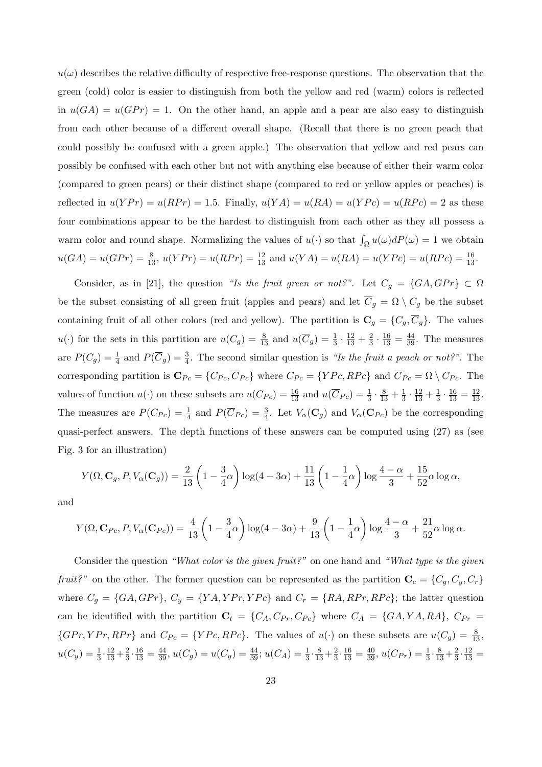$u(\omega)$ describes the relative difficulty of respective free-response questions. The observation that the green (cold) color is easier to distinguish from both the yellow and red (warm) colors is reflected in $u(GA) = u(GPr) = 1$. On the other hand, an apple and a pear are also easy to distinguish from each other because of a different overall shape. (Recall that there is no green peach that could possibly be confused with a green apple.) The observation that yellow and red pears can possibly be confused with each other but not with anything else because of either their warm color (compared to green pears) or their distinct shape (compared to red or yellow apples or peaches) is reflected in $u(YPr) = u(RPr) = 1.5$. Finally, $u(YA) = u(RA) = u(YPc) = u(RPc) = 2$ as these four combinations appear to be the hardest to distinguish from each other as they all possess a warm color and round shape. Normalizing the values of $u(\cdot)$ so that $\int_\Omega u(\omega)dP(\omega) = 1$ we obtain $u(GA) = u(GPr) = \frac{8}{13}$, $u(YPr) = u(RPr) = \frac{12}{13}$ and $u(YA) = u(RA) = u(YPc) = u(RPc) = \frac{16}{13}$.

Consider, as in [21], the question *"Is the fruit green or not?"*. Let $C_g = \{GA, GPr\} \subset \Omega$ be the subset consisting of all green fruit (apples and pears) and let $\overline{C}_g = \Omega \setminus C_g$ be the subset containing fruit of all other colors (red and yellow). The partition is $\mathbf{C}_g = \{C_g, \overline{C}_g\}$. The values $u(\cdot)$ for the sets in this partition are $u(C_g) = \frac{8}{13}$ and $u(\overline{C}_g) = \frac{1}{3} \cdot \frac{12}{13} + \frac{2}{3} \cdot \frac{16}{13} = \frac{44}{39}$. The measures are $P(C_g) = \frac{1}{4}$ and $P(\overline{C}_g) = \frac{3}{4}$. The second similar question is *"Is the fruit a peach or not?"*. The corresponding partition is $\mathbf{C}_{Pc} = \{C_{Pc}, \overline{C}_{Pc}\}$ where $C_{Pc} = \{YPc, RPc\}$ and $\overline{C}_{Pc} = \Omega \setminus C_{Pc}$. The values of function $u(\cdot)$ on these subsets are $u(C_{Pc}) = \frac{16}{13}$ and $u(\overline{C}_{Pc}) = \frac{1}{3} \cdot \frac{8}{13} + \frac{1}{3} \cdot \frac{12}{13} + \frac{1}{3} \cdot \frac{16}{13} = \frac{12}{13}$. The measures are $P(C_{Pc}) = \frac{1}{4}$ and $P(\overline{C}_{Pc}) = \frac{3}{4}$. Let $V_\alpha(\mathbf{C}_g)$ and $V_\alpha(\mathbf{C}_{Pc})$ be the corresponding quasi-perfect answers. The depth functions of these answers can be computed using (27) as (see Fig. 3 for an illustration)

$$Y(\Omega, \mathbf{C}_g, P, V_\alpha(\mathbf{C}_g)) = \frac{2}{13}\left(1 - \frac{3}{4}\alpha\right)\log(4 - 3\alpha) + \frac{11}{13}\left(1 - \frac{1}{4}\alpha\right)\log\frac{4-\alpha}{3} + \frac{15}{52}\alpha\log\alpha,$$

and

$$Y(\Omega, \mathbf{C}_{Pc}, P, V_\alpha(\mathbf{C}_{Pc})) = \frac{4}{13}\left(1 - \frac{3}{4}\alpha\right)\log(4 - 3\alpha) + \frac{9}{13}\left(1 - \frac{1}{4}\alpha\right)\log\frac{4-\alpha}{3} + \frac{21}{52}\alpha\log\alpha.$$

Consider the question *"What color is the given fruit?"* on one hand and *"What type is the given fruit?"* on the other. The former question can be represented as the partition $\mathbf{C}_c = \{C_g, C_y, C_r\}$ where $C_g = \{GA, GPr\}$, $C_y = \{YA, YPr, YPc\}$ and $C_r = \{RA, RPr, RPc\}$; the latter question can be identified with the partition $\mathbf{C}_t = \{C_A, C_{Pr}, C_{Pc}\}$ where $C_A = \{GA, YA, RA\}$, $C_{Pr} = \{GPr, YPr, RPr\}$ and $C_{Pc} = \{YPc, RPc\}$. The values of $u(\cdot)$ on these subsets are $u(C_g) = \frac{8}{13}$, $u(C_y) = \frac{1}{3} \cdot \frac{12}{13} + \frac{2}{3} \cdot \frac{16}{13} = \frac{44}{39}$, $u(C_g) = u(C_y) = \frac{44}{39}$; $u(C_A) = \frac{1}{3} \cdot \frac{8}{13} + \frac{2}{3} \cdot \frac{16}{13} = \frac{40}{39}$, $u(C_{Pr}) = \frac{1}{3} \cdot \frac{8}{13} + \frac{2}{3} \cdot \frac{12}{13} =$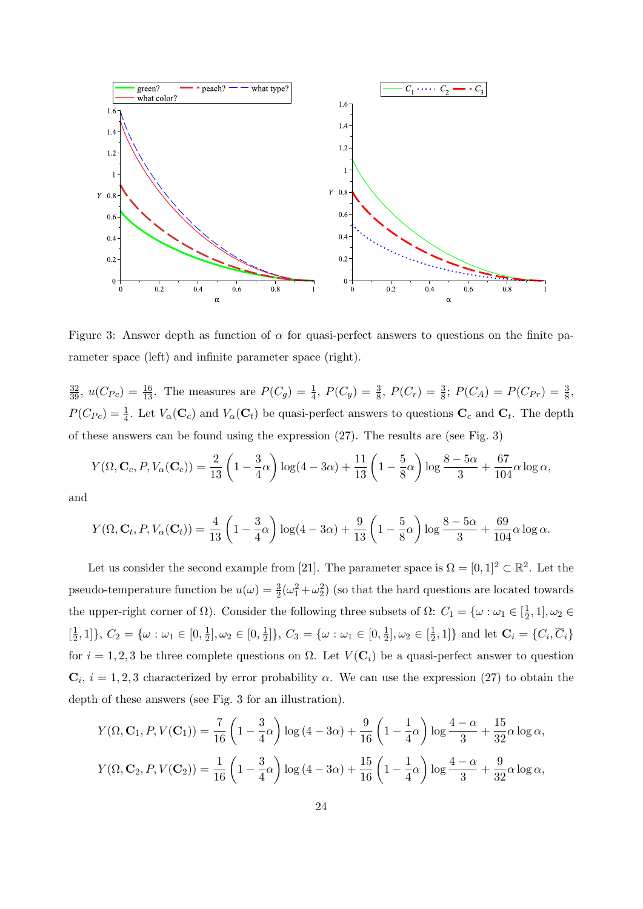Figure 3: Answer depth as function of $\alpha$ for quasi-perfect answers to questions on the finite parameter space (left) and infinite parameter space (right).

$\frac{32}{39}$, $u(C_{Pc}) = \frac{16}{13}$. The measures are $P(C_g) = \frac{1}{4}$, $P(C_y) = \frac{3}{8}$, $P(C_r) = \frac{3}{8}$; $P(C_A) = P(C_{Pr}) = \frac{3}{8}$, $P(C_{Pc}) = \frac{1}{4}$. Let $V_\alpha(\mathbf{C}_c)$ and $V_\alpha(\mathbf{C}_t)$ be quasi-perfect answers to questions $\mathbf{C}_c$ and $\mathbf{C}_t$. The depth of these answers can be found using the expression (27). The results are (see Fig. 3)

$$Y(\Omega, \mathbf{C}_c, P, V_\alpha(\mathbf{C}_c)) = \frac{2}{13}\left(1 - \frac{3}{4}\alpha\right)\log(4 - 3\alpha) + \frac{11}{13}\left(1 - \frac{5}{8}\alpha\right)\log\frac{8 - 5\alpha}{3} + \frac{67}{104}\alpha\log\alpha,$$

and

$$Y(\Omega, \mathbf{C}_t, P, V_\alpha(\mathbf{C}_t)) = \frac{4}{13}\left(1 - \frac{3}{4}\alpha\right)\log(4 - 3\alpha) + \frac{9}{13}\left(1 - \frac{5}{8}\alpha\right)\log\frac{8 - 5\alpha}{3} + \frac{69}{104}\alpha\log\alpha.$$

Let us consider the second example from [21]. The parameter space is $\Omega = [0, 1]^2 \subset \mathbb{R}^2$. Let the pseudo-temperature function be $u(\omega) = \frac{3}{2}(\omega_1^2 + \omega_2^2)$ (so that the hard questions are located towards the upper-right corner of $\Omega$). Consider the following three subsets of $\Omega$: $C_1 = \{\omega : \omega_1 \in [\frac{1}{2}, 1], \omega_2 \in [\frac{1}{2}, 1]\}$, $C_2 = \{\omega : \omega_1 \in [0, \frac{1}{2}], \omega_2 \in [0, \frac{1}{2}]\}$, $C_3 = \{\omega : \omega_1 \in [0, \frac{1}{2}], \omega_2 \in [\frac{1}{2}, 1]\}$ and let $\mathbf{C}_i = \{C_i, \overline{C}_i\}$ for $i = 1, 2, 3$ be three complete questions on $\Omega$. Let $V(\mathbf{C}_i)$ be a quasi-perfect answer to question $\mathbf{C}_i$, $i = 1, 2, 3$ characterized by error probability $\alpha$. We can use the expression (27) to obtain the depth of these answers (see Fig. 3 for an illustration).

$$Y(\Omega, \mathbf{C}_1, P, V(\mathbf{C}_1)) = \frac{7}{16}\left(1 - \frac{3}{4}\alpha\right)\log(4 - 3\alpha) + \frac{9}{16}\left(1 - \frac{1}{4}\alpha\right)\log\frac{4 - \alpha}{3} + \frac{15}{32}\alpha\log\alpha,$$

$$Y(\Omega, \mathbf{C}_2, P, V(\mathbf{C}_2)) = \frac{1}{16}\left(1 - \frac{3}{4}\alpha\right)\log(4 - 3\alpha) + \frac{15}{16}\left(1 - \frac{1}{4}\alpha\right)\log\frac{4 - \alpha}{3} + \frac{9}{32}\alpha\log\alpha,$$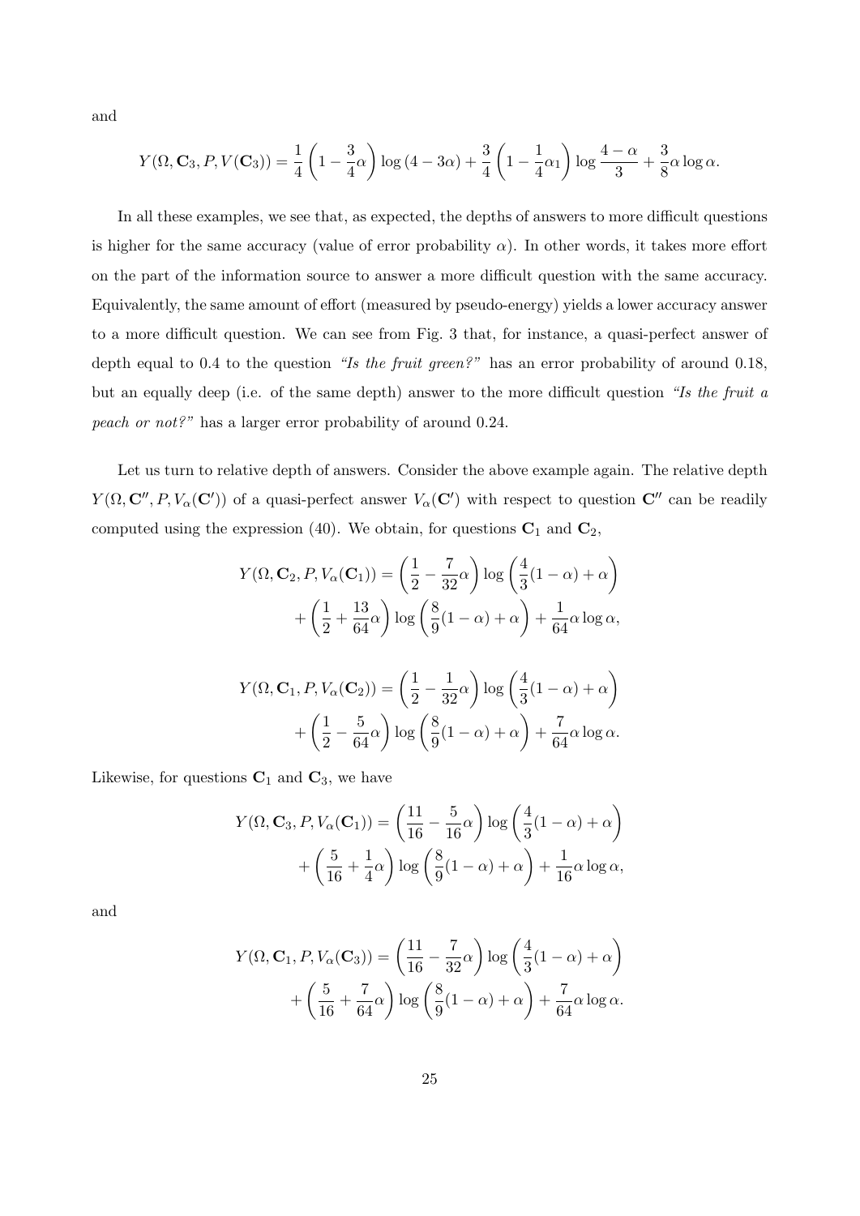and

$$Y(\Omega, \mathbf{C}_3, P, V(\mathbf{C}_3)) = \frac{1}{4}\left(1 - \frac{3}{4}\alpha\right)\log\left(4 - 3\alpha\right) + \frac{3}{4}\left(1 - \frac{1}{4}\alpha_1\right)\log\frac{4-\alpha}{3} + \frac{3}{8}\alpha\log\alpha.$$

In all these examples, we see that, as expected, the depths of answers to more difficult questions is higher for the same accuracy (value of error probability $\alpha$). In other words, it takes more effort on the part of the information source to answer a more difficult question with the same accuracy. Equivalently, the same amount of effort (measured by pseudo-energy) yields a lower accuracy answer to a more difficult question. We can see from Fig. 3 that, for instance, a quasi-perfect answer of depth equal to 0.4 to the question *"Is the fruit green?"* has an error probability of around 0.18, but an equally deep (i.e. of the same depth) answer to the more difficult question *"Is the fruit a peach or not?"* has a larger error probability of around 0.24.

Let us turn to relative depth of answers. Consider the above example again. The relative depth $Y(\Omega, \mathbf{C}'', P, V_\alpha(\mathbf{C}'))$ of a quasi-perfect answer $V_\alpha(\mathbf{C}')$ with respect to question $\mathbf{C}''$ can be readily computed using the expression (40). We obtain, for questions $\mathbf{C}_1$ and $\mathbf{C}_2$,

$$Y(\Omega, \mathbf{C}_2, P, V_\alpha(\mathbf{C}_1)) = \left(\frac{1}{2} - \frac{7}{32}\alpha\right)\log\left(\frac{4}{3}(1-\alpha) + \alpha\right) + \left(\frac{1}{2} + \frac{13}{64}\alpha\right)\log\left(\frac{8}{9}(1-\alpha) + \alpha\right) + \frac{1}{64}\alpha\log\alpha,$$

$$Y(\Omega, \mathbf{C}_1, P, V_\alpha(\mathbf{C}_2)) = \left(\frac{1}{2} - \frac{1}{32}\alpha\right)\log\left(\frac{4}{3}(1-\alpha) + \alpha\right) + \left(\frac{1}{2} - \frac{5}{64}\alpha\right)\log\left(\frac{8}{9}(1-\alpha) + \alpha\right) + \frac{7}{64}\alpha\log\alpha.$$

Likewise, for questions $\mathbf{C}_1$ and $\mathbf{C}_3$, we have

$$Y(\Omega, \mathbf{C}_3, P, V_\alpha(\mathbf{C}_1)) = \left(\frac{11}{16} - \frac{5}{16}\alpha\right)\log\left(\frac{4}{3}(1-\alpha) + \alpha\right) + \left(\frac{5}{16} + \frac{1}{4}\alpha\right)\log\left(\frac{8}{9}(1-\alpha) + \alpha\right) + \frac{1}{16}\alpha\log\alpha,$$

and

$$Y(\Omega, \mathbf{C}_1, P, V_\alpha(\mathbf{C}_3)) = \left(\frac{11}{16} - \frac{7}{32}\alpha\right)\log\left(\frac{4}{3}(1-\alpha) + \alpha\right) + \left(\frac{5}{16} + \frac{7}{64}\alpha\right)\log\left(\frac{8}{9}(1-\alpha) + \alpha\right) + \frac{7}{64}\alpha\log\alpha.$$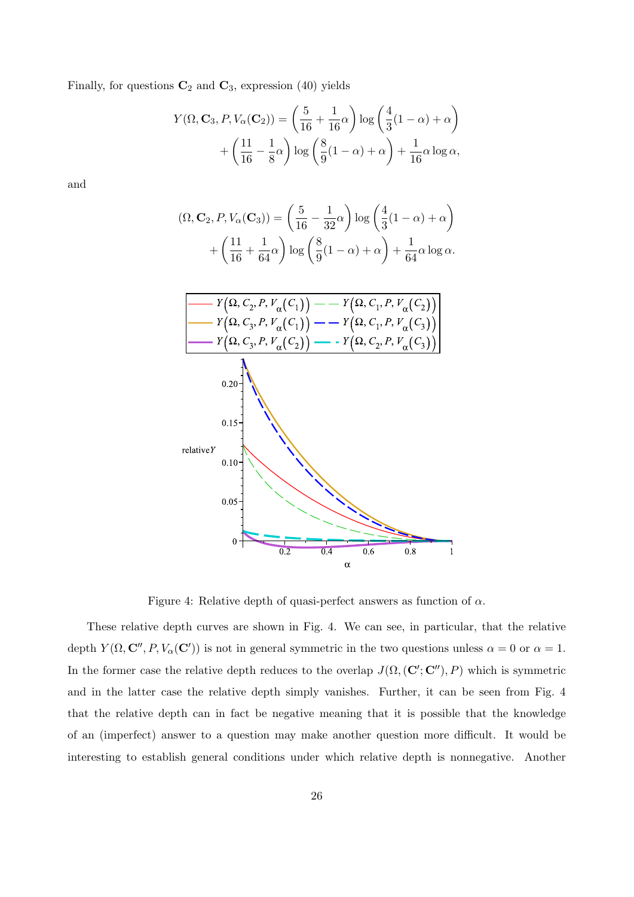Finally, for questions $\mathbf{C}_2$ and $\mathbf{C}_3$, expression (40) yields

$$Y(\Omega, \mathbf{C}_3, P, V_\alpha(\mathbf{C}_2)) = \left(\frac{5}{16} + \frac{1}{16}\alpha\right) \log\left(\frac{4}{3}(1-\alpha) + \alpha\right) + \left(\frac{11}{16} - \frac{1}{8}\alpha\right) \log\left(\frac{8}{9}(1-\alpha) + \alpha\right) + \frac{1}{16}\alpha \log \alpha,$$

and

$$(\Omega, \mathbf{C}_2, P, V_\alpha(\mathbf{C}_3)) = \left(\frac{5}{16} - \frac{1}{32}\alpha\right) \log\left(\frac{4}{3}(1-\alpha) + \alpha\right) + \left(\frac{11}{16} + \frac{1}{64}\alpha\right) \log\left(\frac{8}{9}(1-\alpha) + \alpha\right) + \frac{1}{64}\alpha \log \alpha.$$

Figure 4: Relative depth of quasi-perfect answers as function of $\alpha$.

These relative depth curves are shown in Fig. 4. We can see, in particular, that the relative depth $Y(\Omega, \mathbf{C}'', P, V_\alpha(\mathbf{C}'))$ is not in general symmetric in the two questions unless $\alpha = 0$ or $\alpha = 1$. In the former case the relative depth reduces to the overlap $J(\Omega, (\mathbf{C}'; \mathbf{C}''), P)$ which is symmetric and in the latter case the relative depth simply vanishes. Further, it can be seen from Fig. 4 that the relative depth can in fact be negative meaning that it is possible that the knowledge of an (imperfect) answer to a question may make another question more difficult. It would be interesting to establish general conditions under which relative depth is nonnegative. Another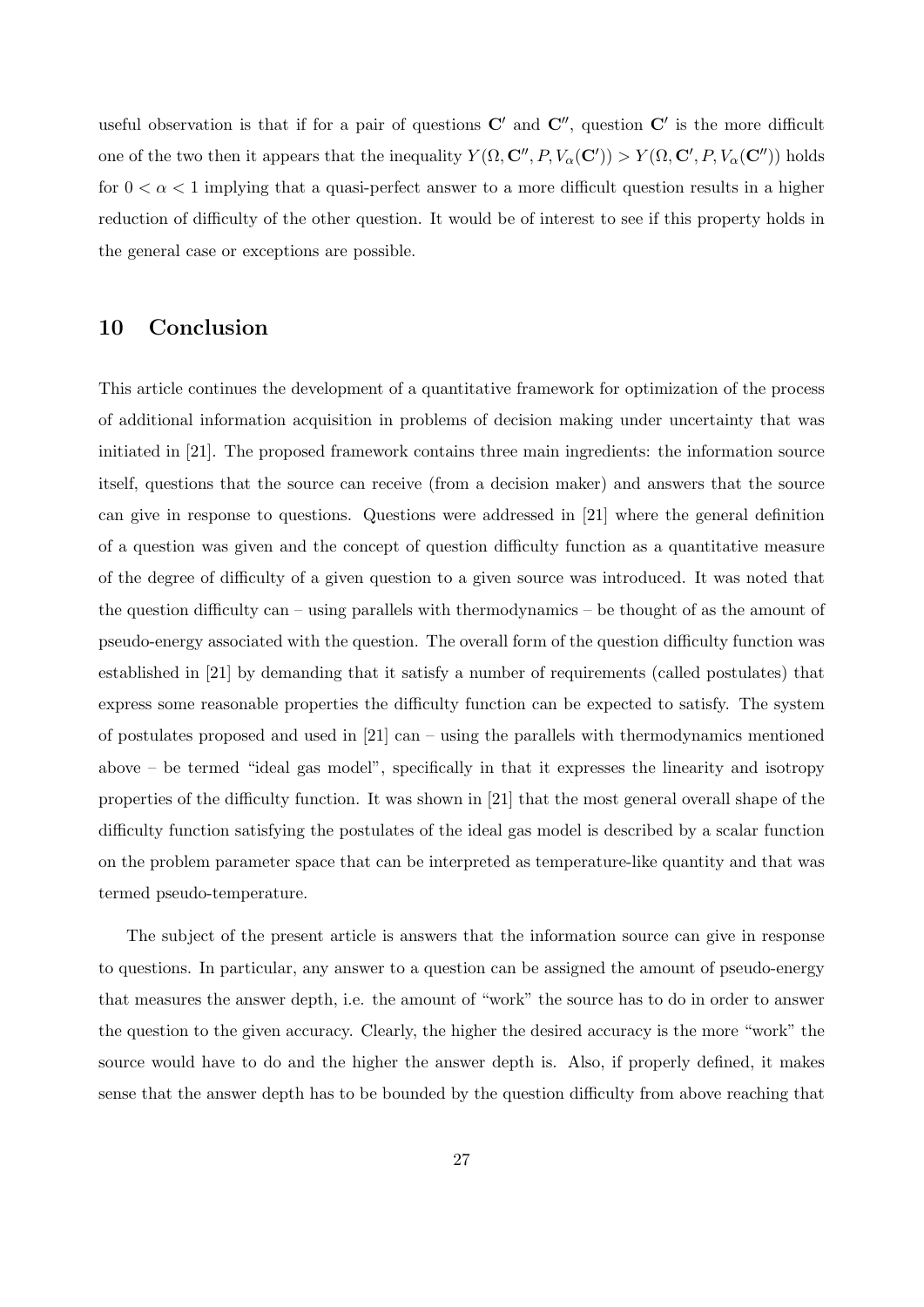useful observation is that if for a pair of questions $\mathbf{C}'$ and $\mathbf{C}''$, question $\mathbf{C}'$ is the more difficult one of the two then it appears that the inequality $Y(\Omega, \mathbf{C}'', P, V_\alpha(\mathbf{C}')) > Y(\Omega, \mathbf{C}', P, V_\alpha(\mathbf{C}''))$ holds for $0 < \alpha < 1$ implying that a quasi-perfect answer to a more difficult question results in a higher reduction of difficulty of the other question. It would be of interest to see if this property holds in the general case or exceptions are possible.

## 10 Conclusion

This article continues the development of a quantitative framework for optimization of the process of additional information acquisition in problems of decision making under uncertainty that was initiated in [21]. The proposed framework contains three main ingredients: the information source itself, questions that the source can receive (from a decision maker) and answers that the source can give in response to questions. Questions were addressed in [21] where the general definition of a question was given and the concept of question difficulty function as a quantitative measure of the degree of difficulty of a given question to a given source was introduced. It was noted that the question difficulty can – using parallels with thermodynamics – be thought of as the amount of pseudo-energy associated with the question. The overall form of the question difficulty function was established in [21] by demanding that it satisfy a number of requirements (called postulates) that express some reasonable properties the difficulty function can be expected to satisfy. The system of postulates proposed and used in [21] can – using the parallels with thermodynamics mentioned above – be termed "ideal gas model", specifically in that it expresses the linearity and isotropy properties of the difficulty function. It was shown in [21] that the most general overall shape of the difficulty function satisfying the postulates of the ideal gas model is described by a scalar function on the problem parameter space that can be interpreted as temperature-like quantity and that was termed pseudo-temperature.

The subject of the present article is answers that the information source can give in response to questions. In particular, any answer to a question can be assigned the amount of pseudo-energy that measures the answer depth, i.e. the amount of "work" the source has to do in order to answer the question to the given accuracy. Clearly, the higher the desired accuracy is the more "work" the source would have to do and the higher the answer depth is. Also, if properly defined, it makes sense that the answer depth has to be bounded by the question difficulty from above reaching that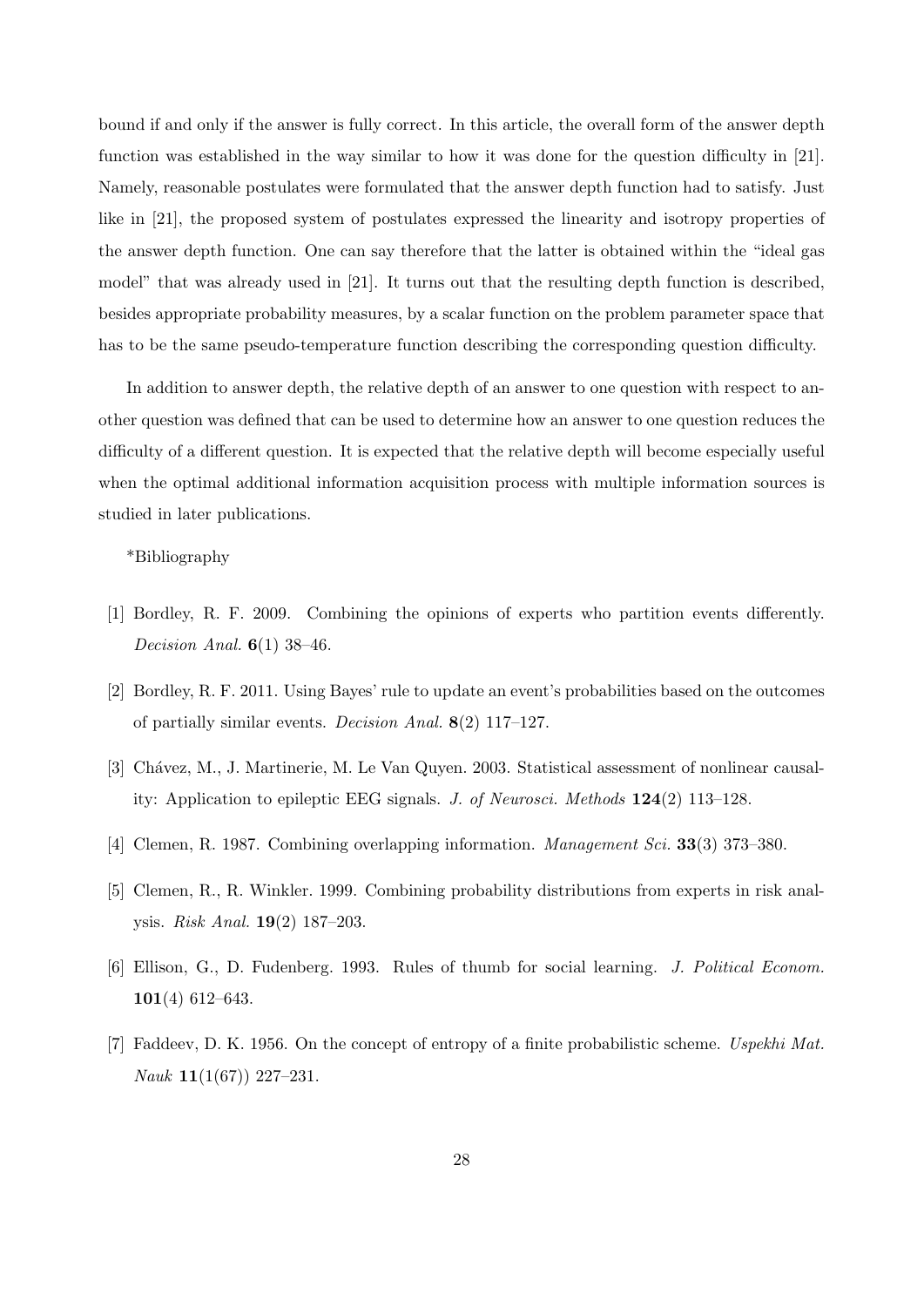bound if and only if the answer is fully correct. In this article, the overall form of the answer depth function was established in the way similar to how it was done for the question difficulty in [21]. Namely, reasonable postulates were formulated that the answer depth function had to satisfy. Just like in [21], the proposed system of postulates expressed the linearity and isotropy properties of the answer depth function. One can say therefore that the latter is obtained within the "ideal gas model" that was already used in [21]. It turns out that the resulting depth function is described, besides appropriate probability measures, by a scalar function on the problem parameter space that has to be the same pseudo-temperature function describing the corresponding question difficulty.

In addition to answer depth, the relative depth of an answer to one question with respect to another question was defined that can be used to determine how an answer to one question reduces the difficulty of a different question. It is expected that the relative depth will become especially useful when the optimal additional information acquisition process with multiple information sources is studied in later publications.

*Bibliography

[1] Bordley, R. F. 2009. Combining the opinions of experts who partition events differently. *Decision Anal.* **6**(1) 38–46.

[2] Bordley, R. F. 2011. Using Bayes' rule to update an event's probabilities based on the outcomes of partially similar events. *Decision Anal.* **8**(2) 117–127.

[3] Chávez, M., J. Martinerie, M. Le Van Quyen. 2003. Statistical assessment of nonlinear causality: Application to epileptic EEG signals. *J. of Neurosci. Methods* **124**(2) 113–128.

[4] Clemen, R. 1987. Combining overlapping information. *Management Sci.* **33**(3) 373–380.

[5] Clemen, R., R. Winkler. 1999. Combining probability distributions from experts in risk analysis. *Risk Anal.* **19**(2) 187–203.

[6] Ellison, G., D. Fudenberg. 1993. Rules of thumb for social learning. *J. Political Econom.* **101**(4) 612–643.

[7] Faddeev, D. K. 1956. On the concept of entropy of a finite probabilistic scheme. *Uspekhi Mat. Nauk* **11**(1(67)) 227–231.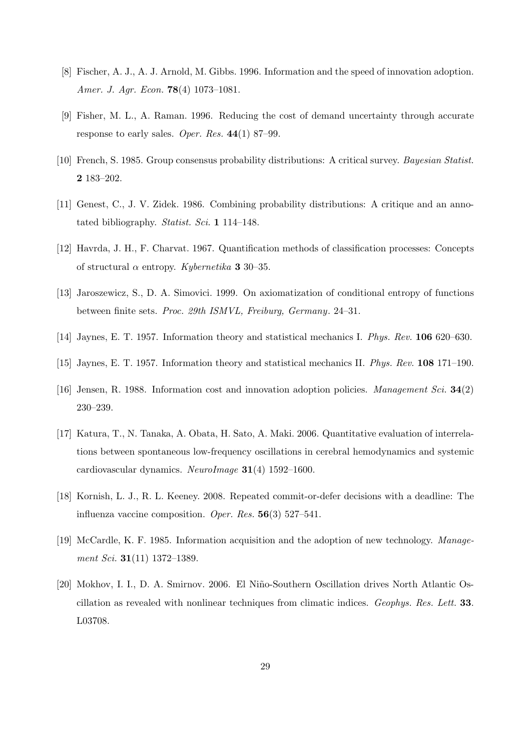[8] Fischer, A. J., A. J. Arnold, M. Gibbs. 1996. Information and the speed of innovation adoption. *Amer. J. Agr. Econ.* **78**(4) 1073–1081.

[9] Fisher, M. L., A. Raman. 1996. Reducing the cost of demand uncertainty through accurate response to early sales. *Oper. Res.* **44**(1) 87–99.

[10] French, S. 1985. Group consensus probability distributions: A critical survey. *Bayesian Statist.* **2** 183–202.

[11] Genest, C., J. V. Zidek. 1986. Combining probability distributions: A critique and an annotated bibliography. *Statist. Sci.* **1** 114–148.

[12] Havrda, J. H., F. Charvat. 1967. Quantification methods of classification processes: Concepts of structural $\alpha$ entropy. *Kybernetika* **3** 30–35.

[13] Jaroszewicz, S., D. A. Simovici. 1999. On axiomatization of conditional entropy of functions between finite sets. *Proc. 29th ISMVL, Freiburg, Germany*. 24–31.

[14] Jaynes, E. T. 1957. Information theory and statistical mechanics I. *Phys. Rev.* **106** 620–630.

[15] Jaynes, E. T. 1957. Information theory and statistical mechanics II. *Phys. Rev.* **108** 171–190.

[16] Jensen, R. 1988. Information cost and innovation adoption policies. *Management Sci.* **34**(2) 230–239.

[17] Katura, T., N. Tanaka, A. Obata, H. Sato, A. Maki. 2006. Quantitative evaluation of interrelations between spontaneous low-frequency oscillations in cerebral hemodynamics and systemic cardiovascular dynamics. *NeuroImage* **31**(4) 1592–1600.

[18] Kornish, L. J., R. L. Keeney. 2008. Repeated commit-or-defer decisions with a deadline: The influenza vaccine composition. *Oper. Res.* **56**(3) 527–541.

[19] McCardle, K. F. 1985. Information acquisition and the adoption of new technology. *Management Sci.* **31**(11) 1372–1389.

[20] Mokhov, I. I., D. A. Smirnov. 2006. El Niño-Southern Oscillation drives North Atlantic Oscillation as revealed with nonlinear techniques from climatic indices. *Geophys. Res. Lett.* **33**. L03708.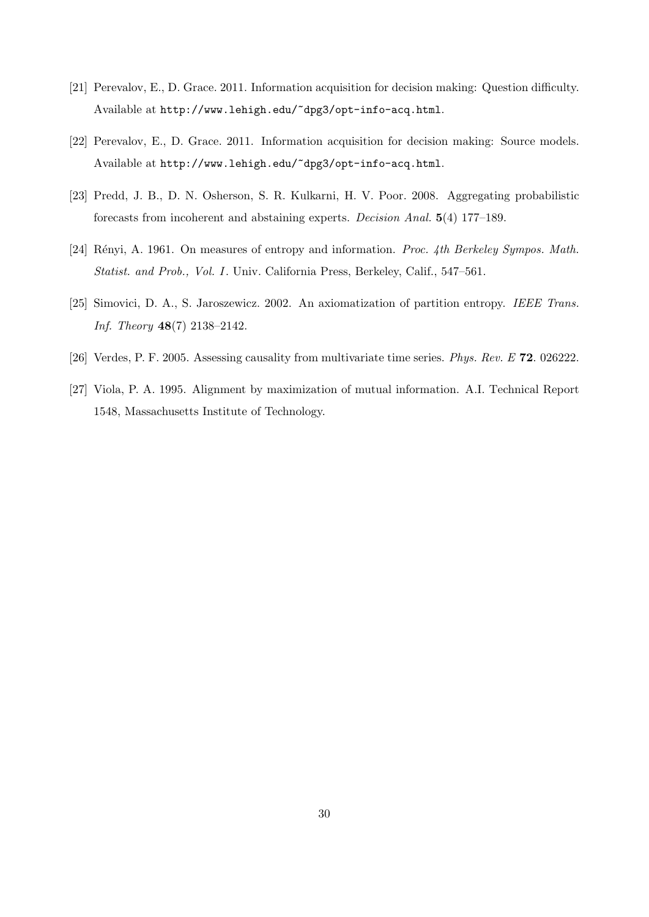[21] Perevalov, E., D. Grace. 2011. Information acquisition for decision making: Question difficulty. Available at `http://www.lehigh.edu/~dpg3/opt-info-acq.html`.

[22] Perevalov, E., D. Grace. 2011. Information acquisition for decision making: Source models. Available at `http://www.lehigh.edu/~dpg3/opt-info-acq.html`.

[23] Predd, J. B., D. N. Osherson, S. R. Kulkarni, H. V. Poor. 2008. Aggregating probabilistic forecasts from incoherent and abstaining experts. *Decision Anal.* **5**(4) 177–189.

[24] Rényi, A. 1961. On measures of entropy and information. *Proc. 4th Berkeley Sympos. Math. Statist. and Prob., Vol. I*. Univ. California Press, Berkeley, Calif., 547–561.

[25] Simovici, D. A., S. Jaroszewicz. 2002. An axiomatization of partition entropy. *IEEE Trans. Inf. Theory* **48**(7) 2138–2142.

[26] Verdes, P. F. 2005. Assessing causality from multivariate time series. *Phys. Rev. E* **72**. 026222.

[27] Viola, P. A. 1995. Alignment by maximization of mutual information. A.I. Technical Report 1548, Massachusetts Institute of Technology.